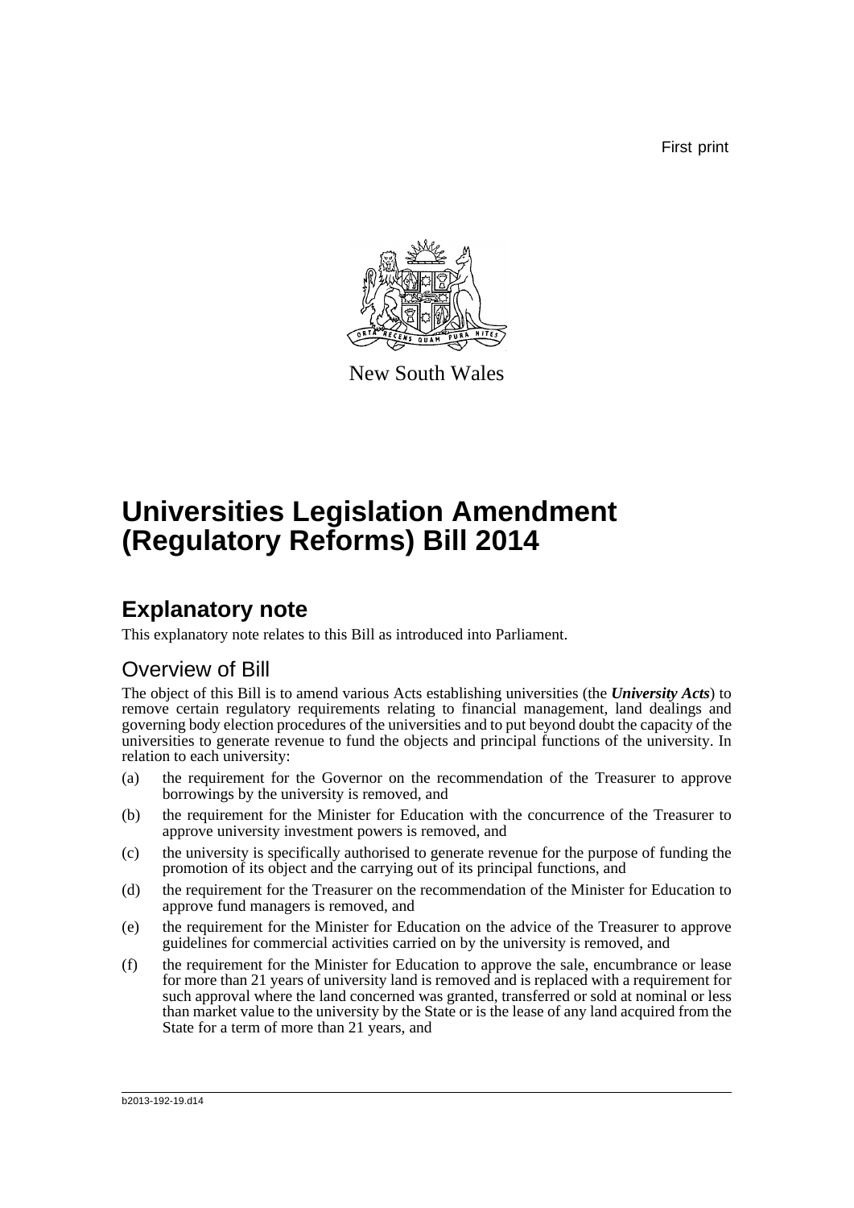First print

New South Wales

# Universities Legislation Amendment (Regulatory Reforms) Bill 2014

## Explanatory note

This explanatory note relates to this Bill as introduced into Parliament.

### Overview of Bill

The object of this Bill is to amend various Acts establishing universities (the ***University Acts***) to remove certain regulatory requirements relating to financial management, land dealings and governing body election procedures of the universities and to put beyond doubt the capacity of the universities to generate revenue to fund the objects and principal functions of the university. In relation to each university:

(a) the requirement for the Governor on the recommendation of the Treasurer to approve borrowings by the university is removed, and

(b) the requirement for the Minister for Education with the concurrence of the Treasurer to approve university investment powers is removed, and

(c) the university is specifically authorised to generate revenue for the purpose of funding the promotion of its object and the carrying out of its principal functions, and

(d) the requirement for the Treasurer on the recommendation of the Minister for Education to approve fund managers is removed, and

(e) the requirement for the Minister for Education on the advice of the Treasurer to approve guidelines for commercial activities carried on by the university is removed, and

(f) the requirement for the Minister for Education to approve the sale, encumbrance or lease for more than 21 years of university land is removed and is replaced with a requirement for such approval where the land concerned was granted, transferred or sold at nominal or less than market value to the university by the State or is the lease of any land acquired from the State for a term of more than 21 years, and

b2013-192-19.d14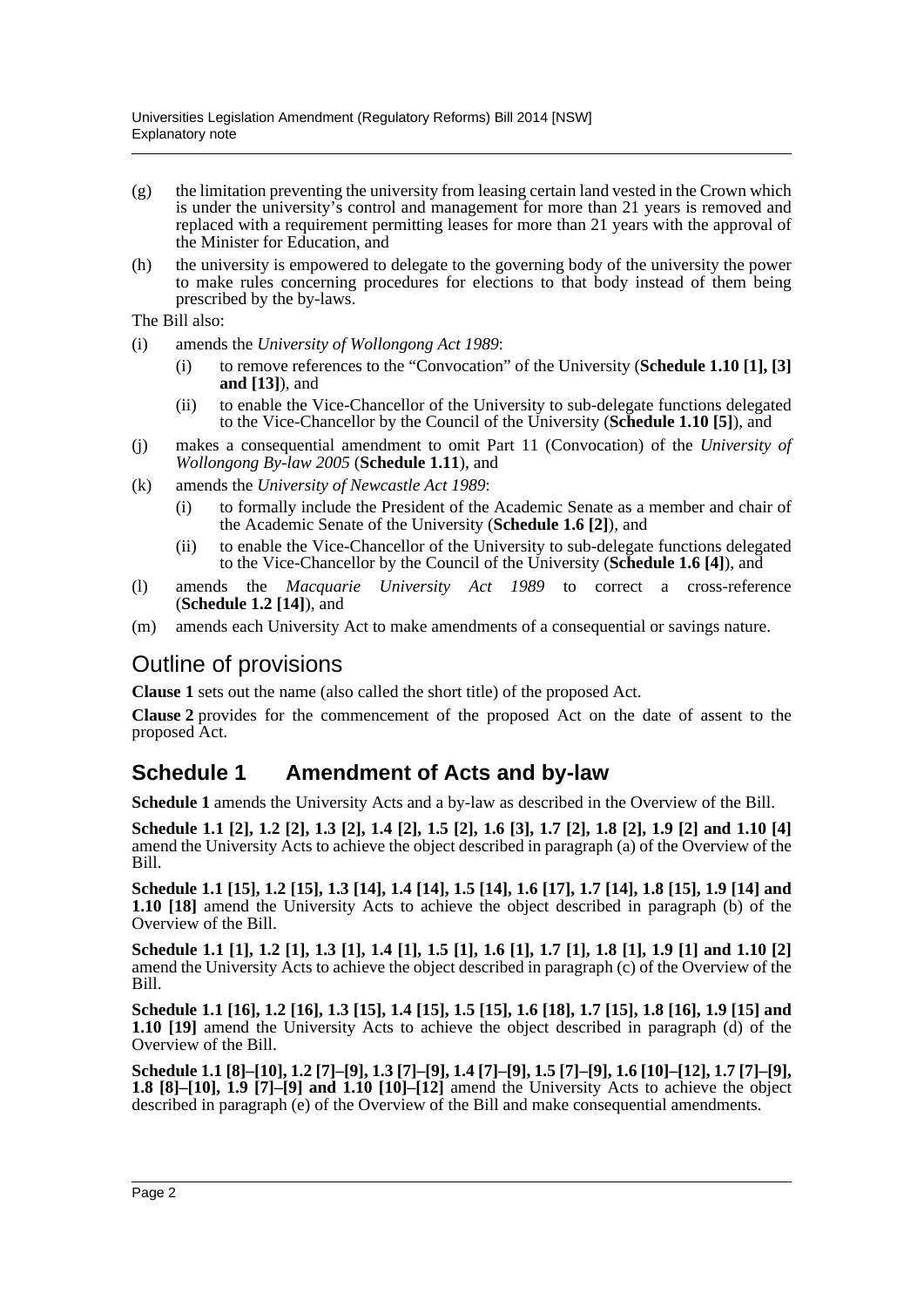(g) the limitation preventing the university from leasing certain land vested in the Crown which is under the university's control and management for more than 21 years is removed and replaced with a requirement permitting leases for more than 21 years with the approval of the Minister for Education, and

(h) the university is empowered to delegate to the governing body of the university the power to make rules concerning procedures for elections to that body instead of them being prescribed by the by-laws.

The Bill also:

(i) amends the *University of Wollongong Act 1989*:

  (i) to remove references to the "Convocation" of the University (**Schedule 1.10 [1], [3] and [13]**), and

  (ii) to enable the Vice-Chancellor of the University to sub-delegate functions delegated to the Vice-Chancellor by the Council of the University (**Schedule 1.10 [5]**), and

(j) makes a consequential amendment to omit Part 11 (Convocation) of the *University of Wollongong By-law 2005* (**Schedule 1.11**), and

(k) amends the *University of Newcastle Act 1989*:

  (i) to formally include the President of the Academic Senate as a member and chair of the Academic Senate of the University (**Schedule 1.6 [2]**), and

  (ii) to enable the Vice-Chancellor of the University to sub-delegate functions delegated to the Vice-Chancellor by the Council of the University (**Schedule 1.6 [4]**), and

(l) amends the *Macquarie University Act 1989* to correct a cross-reference (**Schedule 1.2 [14]**), and

(m) amends each University Act to make amendments of a consequential or savings nature.

## Outline of provisions

**Clause 1** sets out the name (also called the short title) of the proposed Act.

**Clause 2** provides for the commencement of the proposed Act on the date of assent to the proposed Act.

### Schedule 1 Amendment of Acts and by-law

**Schedule 1** amends the University Acts and a by-law as described in the Overview of the Bill.

**Schedule 1.1 [2], 1.2 [2], 1.3 [2], 1.4 [2], 1.5 [2], 1.6 [3], 1.7 [2], 1.8 [2], 1.9 [2] and 1.10 [4]** amend the University Acts to achieve the object described in paragraph (a) of the Overview of the Bill.

**Schedule 1.1 [15], 1.2 [15], 1.3 [14], 1.4 [14], 1.5 [14], 1.6 [17], 1.7 [14], 1.8 [15], 1.9 [14] and 1.10 [18]** amend the University Acts to achieve the object described in paragraph (b) of the Overview of the Bill.

**Schedule 1.1 [1], 1.2 [1], 1.3 [1], 1.4 [1], 1.5 [1], 1.6 [1], 1.7 [1], 1.8 [1], 1.9 [1] and 1.10 [2]** amend the University Acts to achieve the object described in paragraph (c) of the Overview of the Bill.

**Schedule 1.1 [16], 1.2 [16], 1.3 [15], 1.4 [15], 1.5 [15], 1.6 [18], 1.7 [15], 1.8 [16], 1.9 [15] and 1.10 [19]** amend the University Acts to achieve the object described in paragraph (d) of the Overview of the Bill.

**Schedule 1.1 [8]–[10], 1.2 [7]–[9], 1.3 [7]–[9], 1.4 [7]–[9], 1.5 [7]–[9], 1.6 [10]–[12], 1.7 [7]–[9], 1.8 [8]–[10], 1.9 [7]–[9] and 1.10 [10]–[12]** amend the University Acts to achieve the object described in paragraph (e) of the Overview of the Bill and make consequential amendments.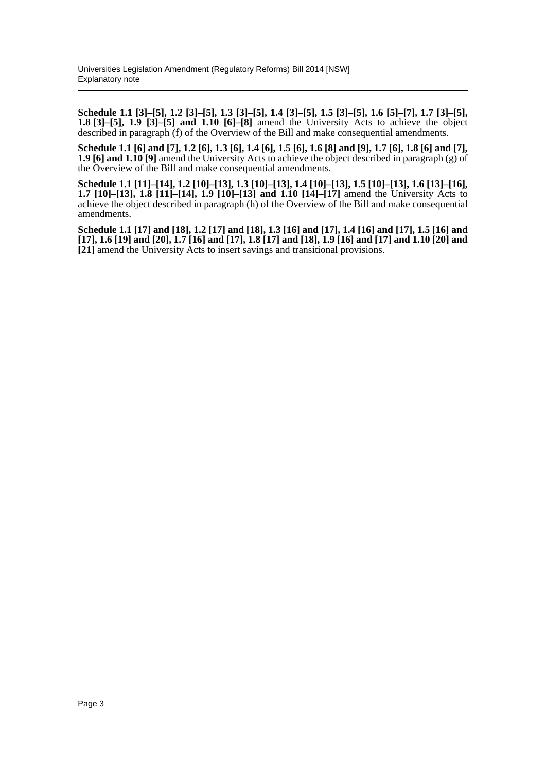**Schedule 1.1 [3]–[5], 1.2 [3]–[5], 1.3 [3]–[5], 1.4 [3]–[5], 1.5 [3]–[5], 1.6 [5]–[7], 1.7 [3]–[5], 1.8 [3]–[5], 1.9 [3]–[5] and 1.10 [6]–[8]** amend the University Acts to achieve the object described in paragraph (f) of the Overview of the Bill and make consequential amendments.

**Schedule 1.1 [6] and [7], 1.2 [6], 1.3 [6], 1.4 [6], 1.5 [6], 1.6 [8] and [9], 1.7 [6], 1.8 [6] and [7], 1.9 [6] and 1.10 [9]** amend the University Acts to achieve the object described in paragraph (g) of the Overview of the Bill and make consequential amendments.

**Schedule 1.1 [11]–[14], 1.2 [10]–[13], 1.3 [10]–[13], 1.4 [10]–[13], 1.5 [10]–[13], 1.6 [13]–[16], 1.7 [10]–[13], 1.8 [11]–[14], 1.9 [10]–[13] and 1.10 [14]–[17]** amend the University Acts to achieve the object described in paragraph (h) of the Overview of the Bill and make consequential amendments.

**Schedule 1.1 [17] and [18], 1.2 [17] and [18], 1.3 [16] and [17], 1.4 [16] and [17], 1.5 [16] and [17], 1.6 [19] and [20], 1.7 [16] and [17], 1.8 [17] and [18], 1.9 [16] and [17] and 1.10 [20] and [21]** amend the University Acts to insert savings and transitional provisions.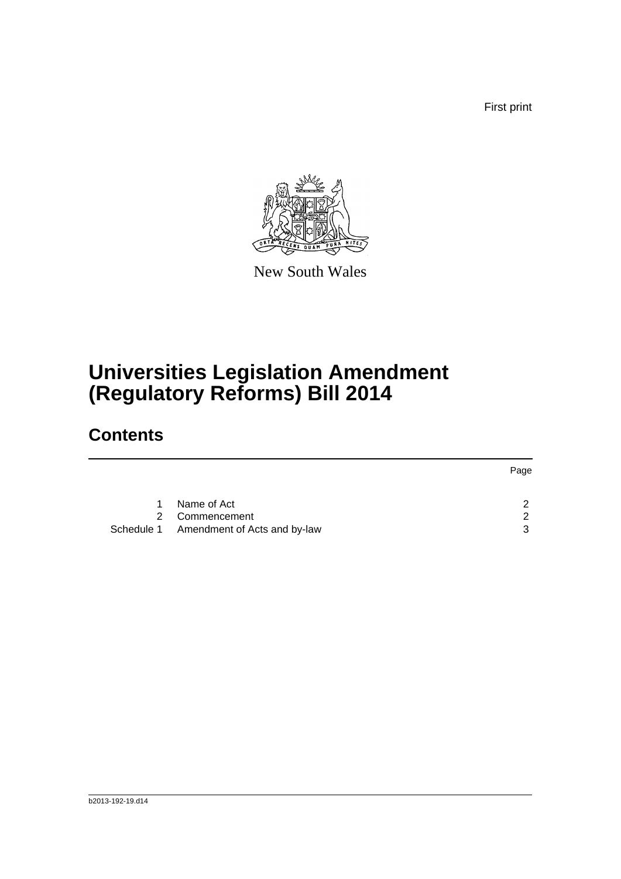First print

New South Wales

# Universities Legislation Amendment (Regulatory Reforms) Bill 2014

## Contents

| | | Page |
|---|---|---|
| 1 | Name of Act | 2 |
| 2 | Commencement | 2 |
| Schedule 1 | Amendment of Acts and by-law | 3 |

b2013-192-19.d14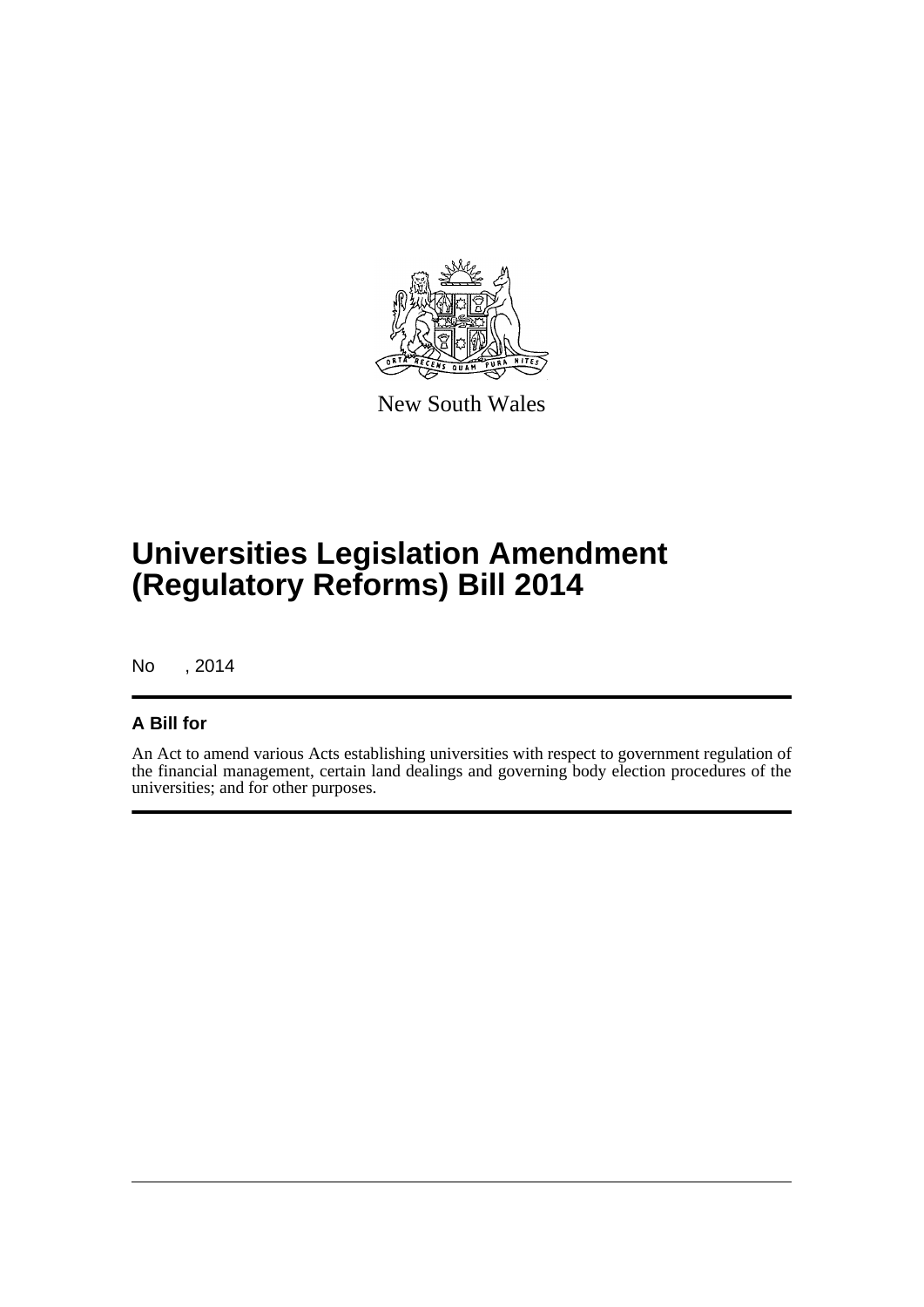New South Wales

# Universities Legislation Amendment (Regulatory Reforms) Bill 2014

No , 2014

## A Bill for

An Act to amend various Acts establishing universities with respect to government regulation of the financial management, certain land dealings and governing body election procedures of the universities; and for other purposes.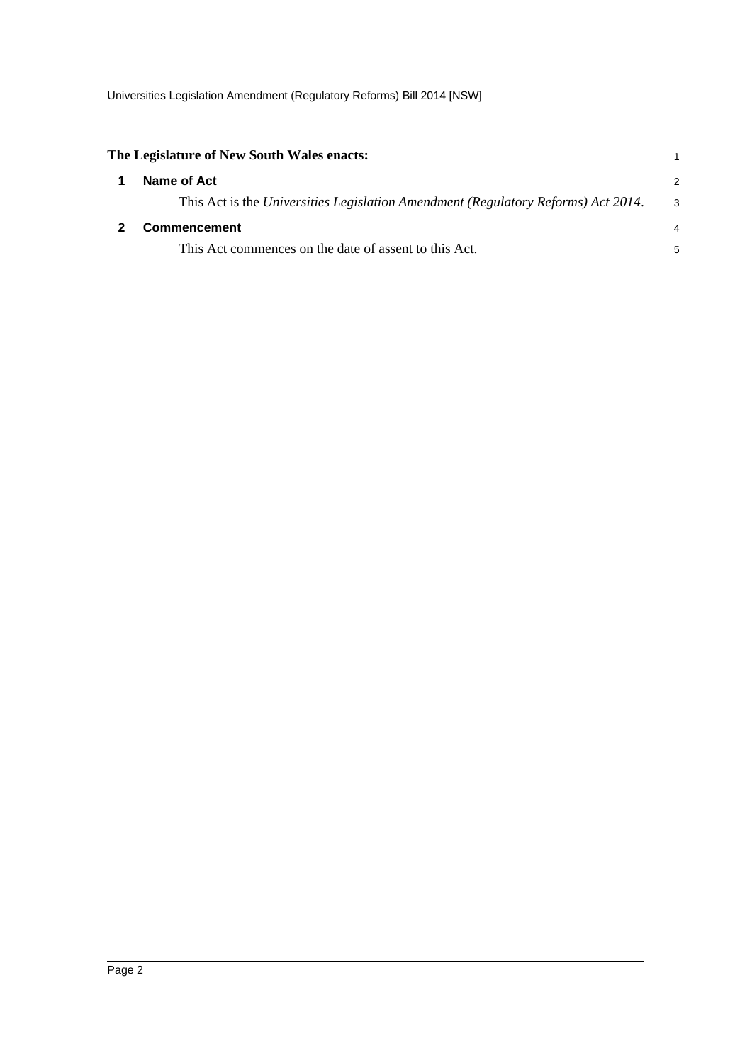**The Legislature of New South Wales enacts:**

## 1 Name of Act

This Act is the *Universities Legislation Amendment (Regulatory Reforms) Act 2014*.

## 2 Commencement

This Act commences on the date of assent to this Act.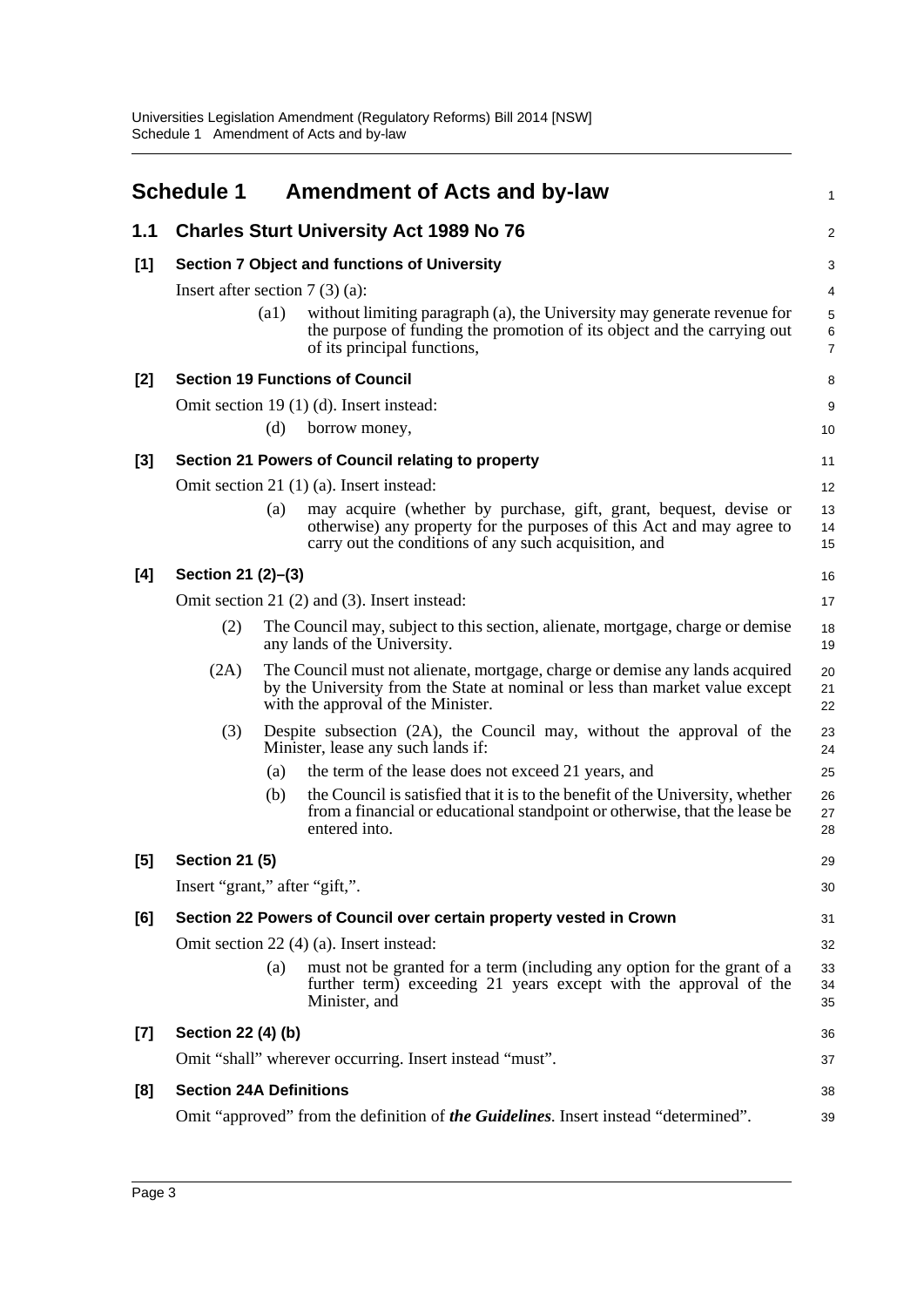## Schedule 1 Amendment of Acts and by-law

### 1.1 Charles Sturt University Act 1989 No 76

**[1] Section 7 Object and functions of University**

Insert after section 7 (3) (a):

> (a1) without limiting paragraph (a), the University may generate revenue for the purpose of funding the promotion of its object and the carrying out of its principal functions,

**[2] Section 19 Functions of Council**

Omit section 19 (1) (d). Insert instead:

> (d) borrow money,

**[3] Section 21 Powers of Council relating to property**

Omit section 21 (1) (a). Insert instead:

> (a) may acquire (whether by purchase, gift, grant, bequest, devise or otherwise) any property for the purposes of this Act and may agree to carry out the conditions of any such acquisition, and

**[4] Section 21 (2)–(3)**

Omit section 21 (2) and (3). Insert instead:

> (2) The Council may, subject to this section, alienate, mortgage, charge or demise any lands of the University.
>
> (2A) The Council must not alienate, mortgage, charge or demise any lands acquired by the University from the State at nominal or less than market value except with the approval of the Minister.
>
> (3) Despite subsection (2A), the Council may, without the approval of the Minister, lease any such lands if:
>
> (a) the term of the lease does not exceed 21 years, and
>
> (b) the Council is satisfied that it is to the benefit of the University, whether from a financial or educational standpoint or otherwise, that the lease be entered into.

**[5] Section 21 (5)**

Insert "grant," after "gift,".

**[6] Section 22 Powers of Council over certain property vested in Crown**

Omit section 22 (4) (a). Insert instead:

> (a) must not be granted for a term (including any option for the grant of a further term) exceeding 21 years except with the approval of the Minister, and

**[7] Section 22 (4) (b)**

Omit "shall" wherever occurring. Insert instead "must".

**[8] Section 24A Definitions**

Omit "approved" from the definition of ***the Guidelines***. Insert instead "determined".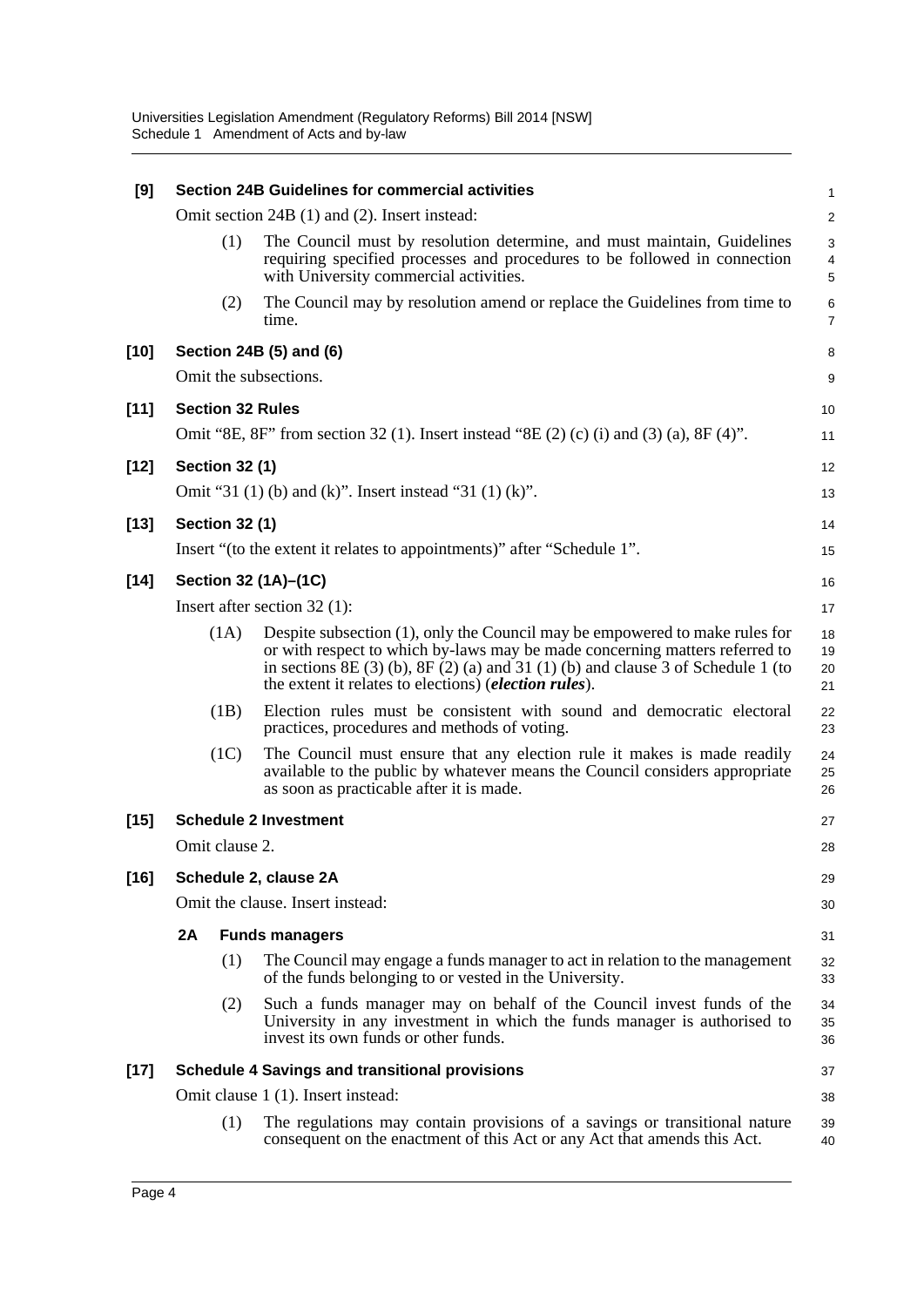**[9] Section 24B Guidelines for commercial activities**

Omit section 24B (1) and (2). Insert instead:

(1) The Council must by resolution determine, and must maintain, Guidelines requiring specified processes and procedures to be followed in connection with University commercial activities.

(2) The Council may by resolution amend or replace the Guidelines from time to time.

**[10] Section 24B (5) and (6)**

Omit the subsections.

**[11] Section 32 Rules**

Omit "8E, 8F" from section 32 (1). Insert instead "8E (2) (c) (i) and (3) (a), 8F (4)".

**[12] Section 32 (1)**

Omit "31 (1) (b) and (k)". Insert instead "31 (1) (k)".

**[13] Section 32 (1)**

Insert "(to the extent it relates to appointments)" after "Schedule 1".

**[14] Section 32 (1A)–(1C)**

Insert after section 32 (1):

(1A) Despite subsection (1), only the Council may be empowered to make rules for or with respect to which by-laws may be made concerning matters referred to in sections 8E (3) (b), 8F (2) (a) and 31 (1) (b) and clause 3 of Schedule 1 (to the extent it relates to elections) (***election rules***).

(1B) Election rules must be consistent with sound and democratic electoral practices, procedures and methods of voting.

(1C) The Council must ensure that any election rule it makes is made readily available to the public by whatever means the Council considers appropriate as soon as practicable after it is made.

**[15] Schedule 2 Investment**

Omit clause 2.

**[16] Schedule 2, clause 2A**

Omit the clause. Insert instead:

**2A Funds managers**

(1) The Council may engage a funds manager to act in relation to the management of the funds belonging to or vested in the University.

(2) Such a funds manager may on behalf of the Council invest funds of the University in any investment in which the funds manager is authorised to invest its own funds or other funds.

**[17] Schedule 4 Savings and transitional provisions**

Omit clause 1 (1). Insert instead:

(1) The regulations may contain provisions of a savings or transitional nature consequent on the enactment of this Act or any Act that amends this Act.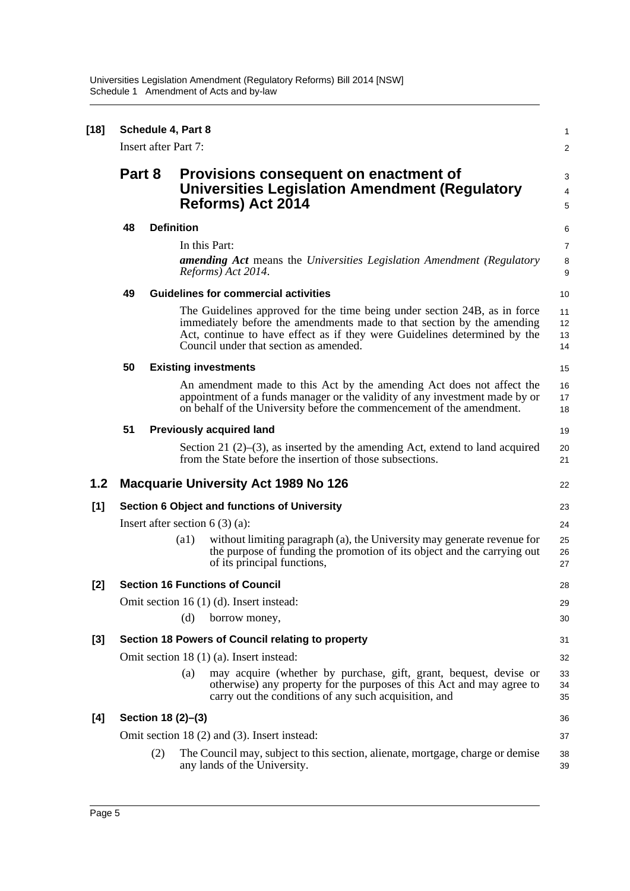**[18] Schedule 4, Part 8**

Insert after Part 7:

## Part 8 Provisions consequent on enactment of Universities Legislation Amendment (Regulatory Reforms) Act 2014

**48 Definition**

In this Part:

***amending Act*** means the *Universities Legislation Amendment (Regulatory Reforms) Act 2014*.

**49 Guidelines for commercial activities**

The Guidelines approved for the time being under section 24B, as in force immediately before the amendments made to that section by the amending Act, continue to have effect as if they were Guidelines determined by the Council under that section as amended.

**50 Existing investments**

An amendment made to this Act by the amending Act does not affect the appointment of a funds manager or the validity of any investment made by or on behalf of the University before the commencement of the amendment.

**51 Previously acquired land**

Section 21 (2)–(3), as inserted by the amending Act, extend to land acquired from the State before the insertion of those subsections.

## 1.2 Macquarie University Act 1989 No 126

**[1] Section 6 Object and functions of University**

Insert after section 6 (3) (a):

(a1) without limiting paragraph (a), the University may generate revenue for the purpose of funding the promotion of its object and the carrying out of its principal functions,

**[2] Section 16 Functions of Council**

Omit section 16 (1) (d). Insert instead:

(d) borrow money,

**[3] Section 18 Powers of Council relating to property**

Omit section 18 (1) (a). Insert instead:

(a) may acquire (whether by purchase, gift, grant, bequest, devise or otherwise) any property for the purposes of this Act and may agree to carry out the conditions of any such acquisition, and

**[4] Section 18 (2)–(3)**

Omit section 18 (2) and (3). Insert instead:

(2) The Council may, subject to this section, alienate, mortgage, charge or demise any lands of the University.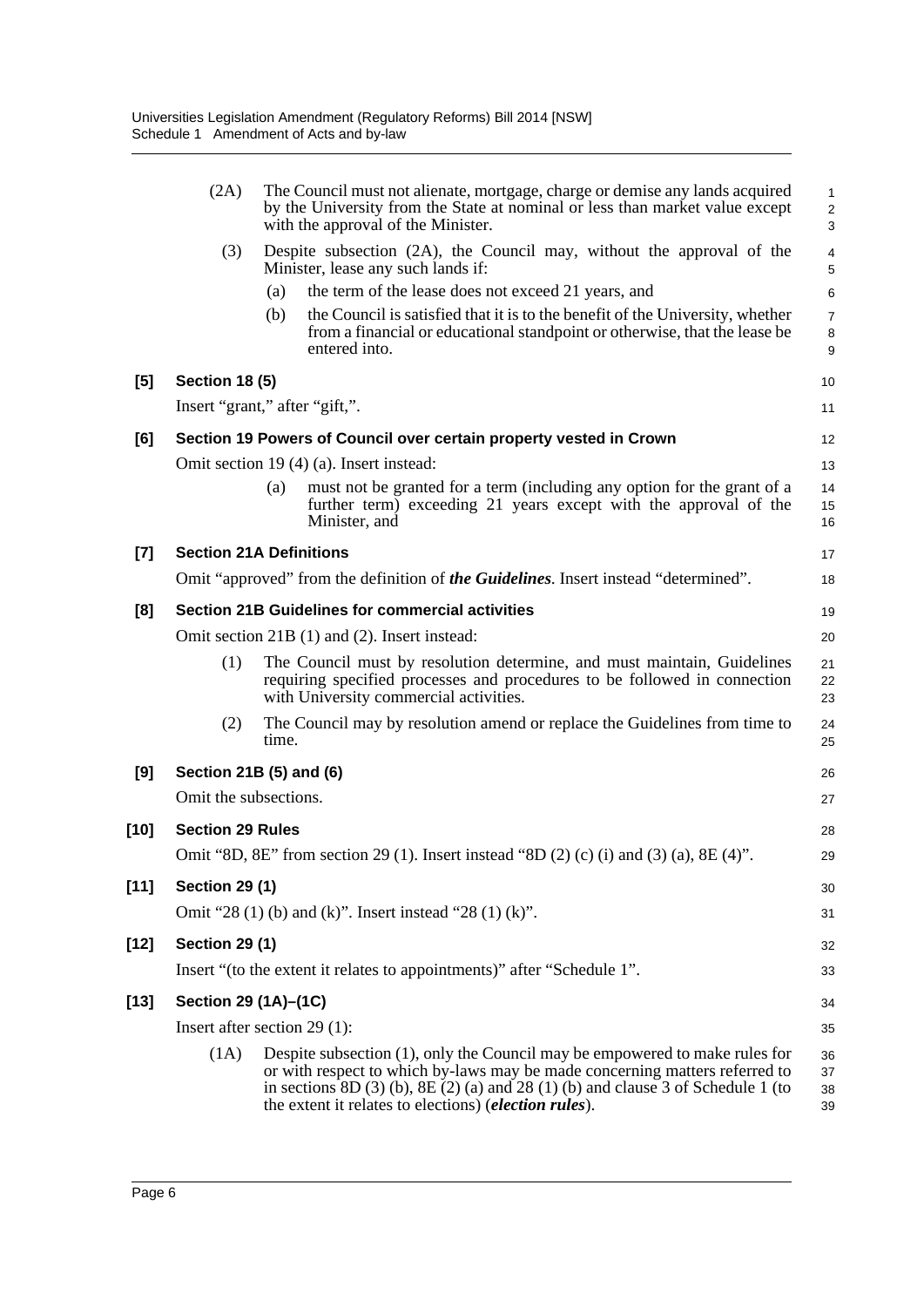(2A) The Council must not alienate, mortgage, charge or demise any lands acquired by the University from the State at nominal or less than market value except with the approval of the Minister.

(3) Despite subsection (2A), the Council may, without the approval of the Minister, lease any such lands if:

(a) the term of the lease does not exceed 21 years, and

(b) the Council is satisfied that it is to the benefit of the University, whether from a financial or educational standpoint or otherwise, that the lease be entered into.

**[5] Section 18 (5)**

Insert "grant," after "gift,".

**[6] Section 19 Powers of Council over certain property vested in Crown**

Omit section 19 (4) (a). Insert instead:

(a) must not be granted for a term (including any option for the grant of a further term) exceeding 21 years except with the approval of the Minister, and

**[7] Section 21A Definitions**

Omit "approved" from the definition of ***the Guidelines***. Insert instead "determined".

**[8] Section 21B Guidelines for commercial activities**

Omit section 21B (1) and (2). Insert instead:

(1) The Council must by resolution determine, and must maintain, Guidelines requiring specified processes and procedures to be followed in connection with University commercial activities.

(2) The Council may by resolution amend or replace the Guidelines from time to time.

**[9] Section 21B (5) and (6)**

Omit the subsections.

**[10] Section 29 Rules**

Omit "8D, 8E" from section 29 (1). Insert instead "8D (2) (c) (i) and (3) (a), 8E (4)".

**[11] Section 29 (1)**

Omit "28 (1) (b) and (k)". Insert instead "28 (1) (k)".

**[12] Section 29 (1)**

Insert "(to the extent it relates to appointments)" after "Schedule 1".

**[13] Section 29 (1A)–(1C)**

Insert after section 29 (1):

(1A) Despite subsection (1), only the Council may be empowered to make rules for or with respect to which by-laws may be made concerning matters referred to in sections 8D (3) (b), 8E (2) (a) and 28 (1) (b) and clause 3 of Schedule 1 (to the extent it relates to elections) (***election rules***).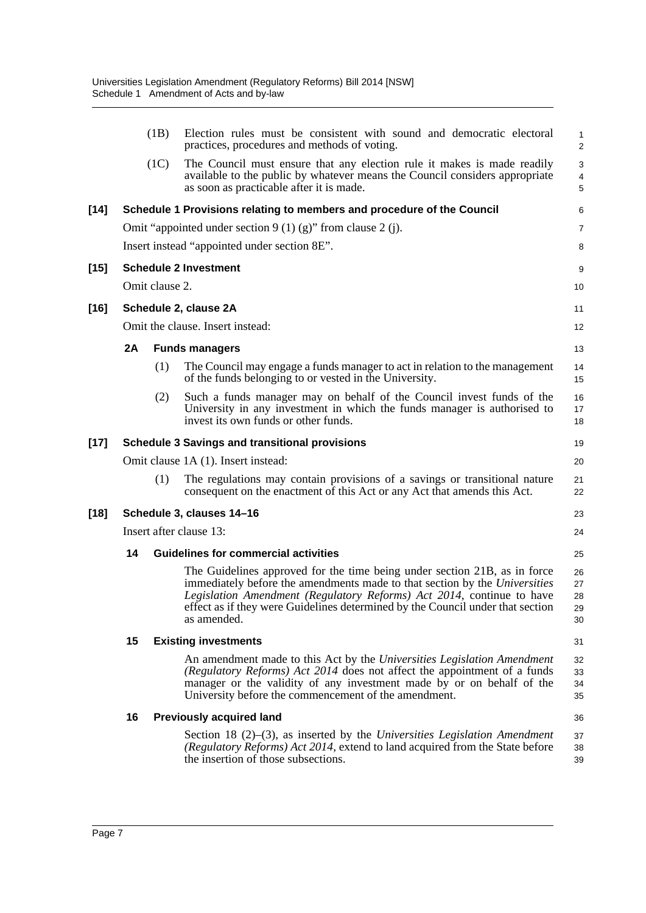(1B) Election rules must be consistent with sound and democratic electoral practices, procedures and methods of voting.

(1C) The Council must ensure that any election rule it makes is made readily available to the public by whatever means the Council considers appropriate as soon as practicable after it is made.

**[14] Schedule 1 Provisions relating to members and procedure of the Council**

Omit "appointed under section 9 (1) (g)" from clause 2 (j).

Insert instead "appointed under section 8E".

**[15] Schedule 2 Investment**

Omit clause 2.

**[16] Schedule 2, clause 2A**

Omit the clause. Insert instead:

**2A Funds managers**

(1) The Council may engage a funds manager to act in relation to the management of the funds belonging to or vested in the University.

(2) Such a funds manager may on behalf of the Council invest funds of the University in any investment in which the funds manager is authorised to invest its own funds or other funds.

**[17] Schedule 3 Savings and transitional provisions**

Omit clause 1A (1). Insert instead:

(1) The regulations may contain provisions of a savings or transitional nature consequent on the enactment of this Act or any Act that amends this Act.

**[18] Schedule 3, clauses 14–16**

Insert after clause 13:

**14 Guidelines for commercial activities**

The Guidelines approved for the time being under section 21B, as in force immediately before the amendments made to that section by the *Universities Legislation Amendment (Regulatory Reforms) Act 2014*, continue to have effect as if they were Guidelines determined by the Council under that section as amended.

**15 Existing investments**

An amendment made to this Act by the *Universities Legislation Amendment (Regulatory Reforms) Act 2014* does not affect the appointment of a funds manager or the validity of any investment made by or on behalf of the University before the commencement of the amendment.

**16 Previously acquired land**

Section 18 (2)–(3), as inserted by the *Universities Legislation Amendment (Regulatory Reforms) Act 2014*, extend to land acquired from the State before the insertion of those subsections.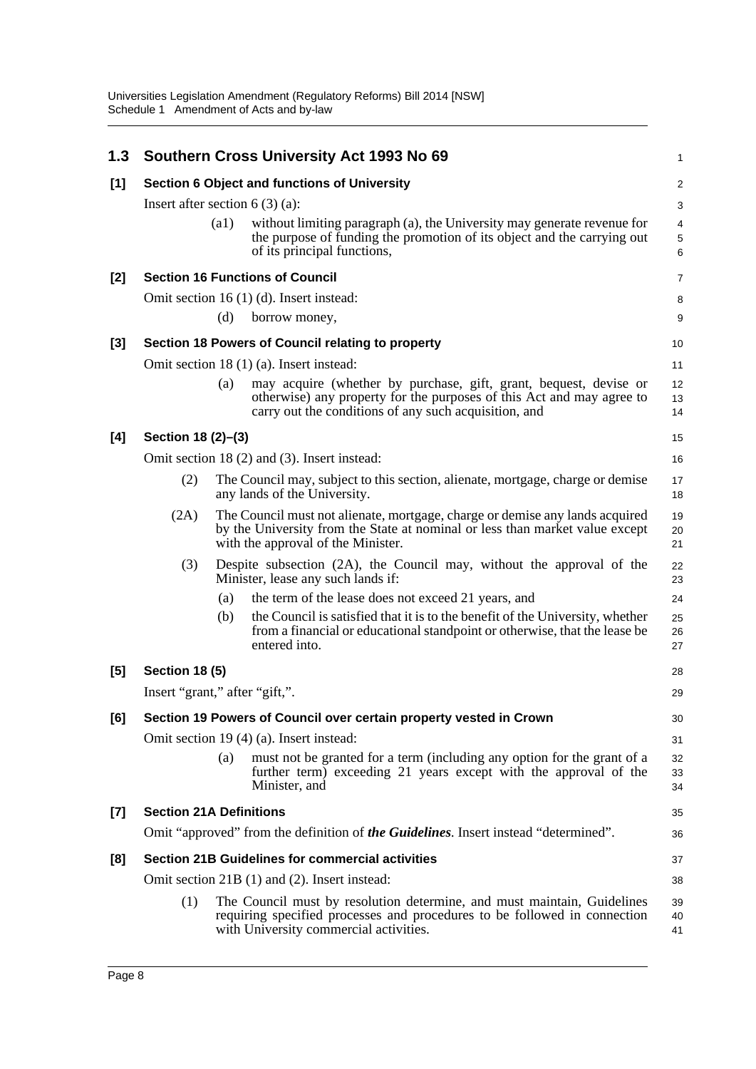## 1.3 Southern Cross University Act 1993 No 69

### [1] Section 6 Object and functions of University

Insert after section 6 (3) (a):

(a1) without limiting paragraph (a), the University may generate revenue for the purpose of funding the promotion of its object and the carrying out of its principal functions,

### [2] Section 16 Functions of Council

Omit section 16 (1) (d). Insert instead:

(d) borrow money,

### [3] Section 18 Powers of Council relating to property

Omit section 18 (1) (a). Insert instead:

(a) may acquire (whether by purchase, gift, grant, bequest, devise or otherwise) any property for the purposes of this Act and may agree to carry out the conditions of any such acquisition, and

### [4] Section 18 (2)–(3)

Omit section 18 (2) and (3). Insert instead:

(2) The Council may, subject to this section, alienate, mortgage, charge or demise any lands of the University.

(2A) The Council must not alienate, mortgage, charge or demise any lands acquired by the University from the State at nominal or less than market value except with the approval of the Minister.

(3) Despite subsection (2A), the Council may, without the approval of the Minister, lease any such lands if:

(a) the term of the lease does not exceed 21 years, and

(b) the Council is satisfied that it is to the benefit of the University, whether from a financial or educational standpoint or otherwise, that the lease be entered into.

### [5] Section 18 (5)

Insert "grant," after "gift,".

### [6] Section 19 Powers of Council over certain property vested in Crown

Omit section 19 (4) (a). Insert instead:

(a) must not be granted for a term (including any option for the grant of a further term) exceeding 21 years except with the approval of the Minister, and

### [7] Section 21A Definitions

Omit "approved" from the definition of ***the Guidelines***. Insert instead "determined".

### [8] Section 21B Guidelines for commercial activities

Omit section 21B (1) and (2). Insert instead:

(1) The Council must by resolution determine, and must maintain, Guidelines requiring specified processes and procedures to be followed in connection with University commercial activities.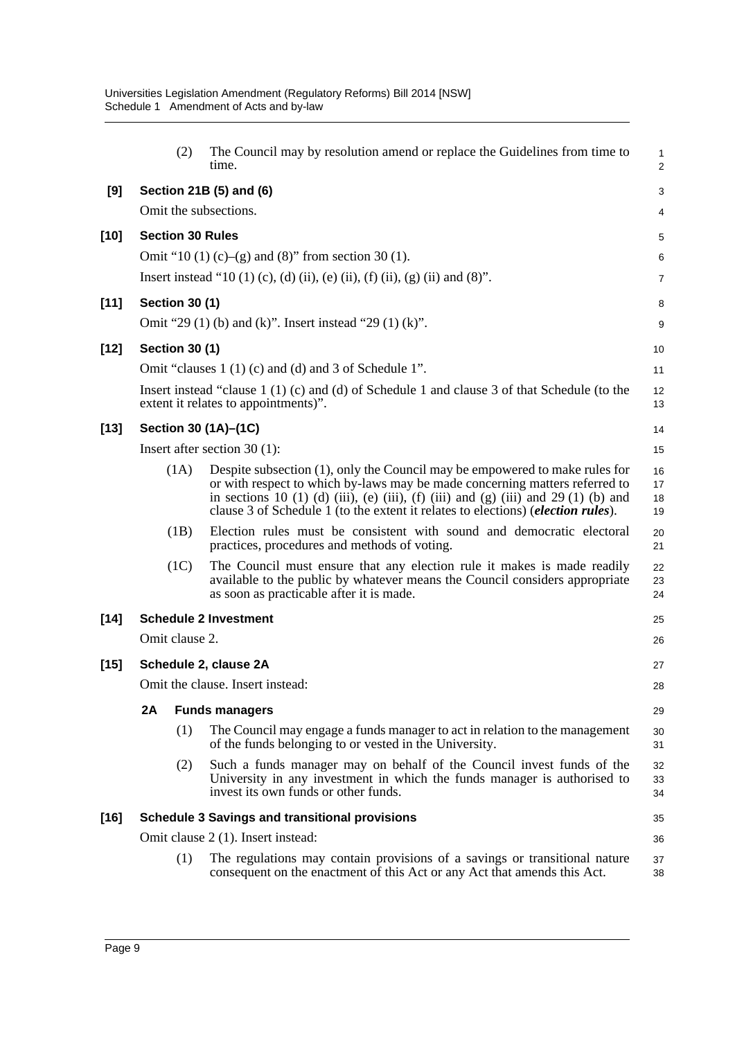(2) The Council may by resolution amend or replace the Guidelines from time to time.

**[9] Section 21B (5) and (6)**

Omit the subsections.

**[10] Section 30 Rules**

Omit "10 (1) (c)–(g) and (8)" from section 30 (1).

Insert instead "10 (1) (c), (d) (ii), (e) (ii), (f) (ii), (g) (ii) and (8)".

**[11] Section 30 (1)**

Omit "29 (1) (b) and (k)". Insert instead "29 (1) (k)".

**[12] Section 30 (1)**

Omit "clauses 1 (1) (c) and (d) and 3 of Schedule 1".

Insert instead "clause 1 (1) (c) and (d) of Schedule 1 and clause 3 of that Schedule (to the extent it relates to appointments)".

**[13] Section 30 (1A)–(1C)**

Insert after section 30 (1):

(1A) Despite subsection (1), only the Council may be empowered to make rules for or with respect to which by-laws may be made concerning matters referred to in sections 10 (1) (d) (iii), (e) (iii), (f) (iii) and (g) (iii) and 29 (1) (b) and clause 3 of Schedule 1 (to the extent it relates to elections) (***election rules***).

(1B) Election rules must be consistent with sound and democratic electoral practices, procedures and methods of voting.

(1C) The Council must ensure that any election rule it makes is made readily available to the public by whatever means the Council considers appropriate as soon as practicable after it is made.

**[14] Schedule 2 Investment**

Omit clause 2.

**[15] Schedule 2, clause 2A**

Omit the clause. Insert instead:

**2A Funds managers**

(1) The Council may engage a funds manager to act in relation to the management of the funds belonging to or vested in the University.

(2) Such a funds manager may on behalf of the Council invest funds of the University in any investment in which the funds manager is authorised to invest its own funds or other funds.

**[16] Schedule 3 Savings and transitional provisions**

Omit clause 2 (1). Insert instead:

(1) The regulations may contain provisions of a savings or transitional nature consequent on the enactment of this Act or any Act that amends this Act.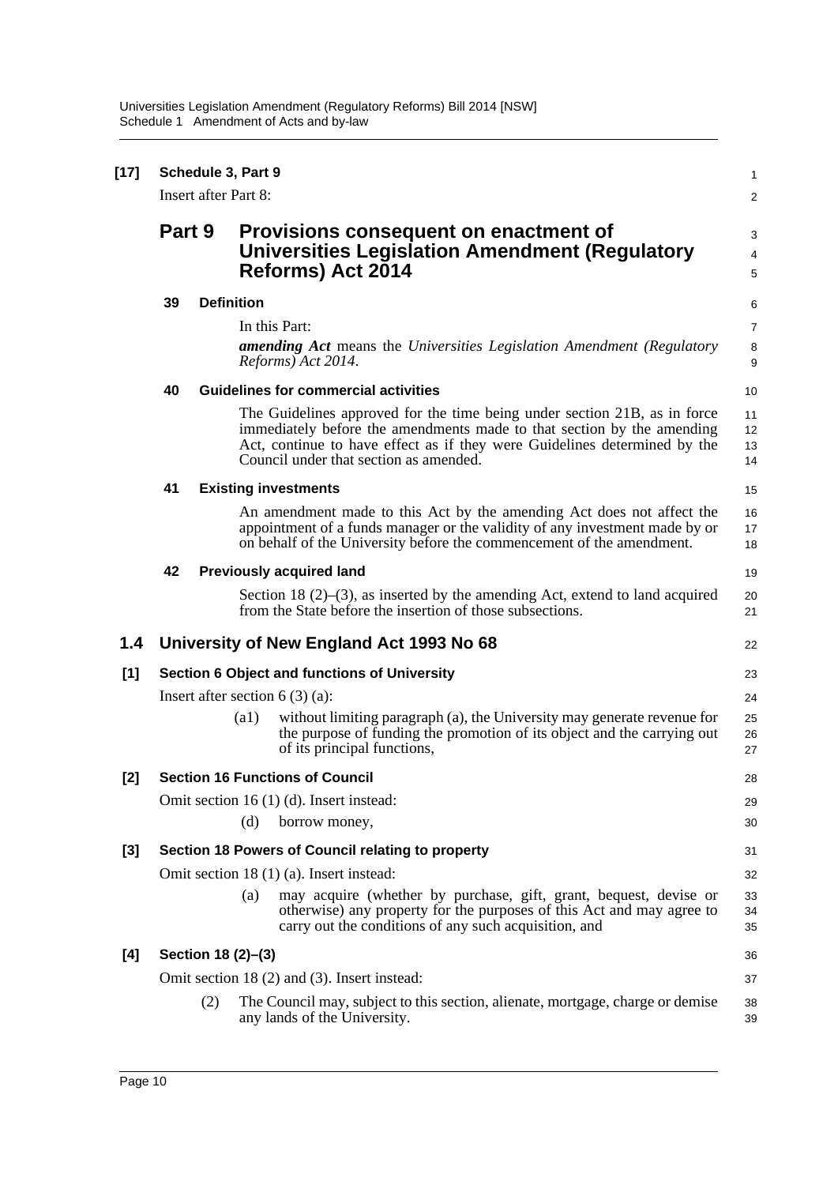**[17] Schedule 3, Part 9**

Insert after Part 8:

## Part 9 Provisions consequent on enactment of Universities Legislation Amendment (Regulatory Reforms) Act 2014

**39 Definition**

In this Part:

***amending Act*** means the *Universities Legislation Amendment (Regulatory Reforms) Act 2014*.

**40 Guidelines for commercial activities**

The Guidelines approved for the time being under section 21B, as in force immediately before the amendments made to that section by the amending Act, continue to have effect as if they were Guidelines determined by the Council under that section as amended.

**41 Existing investments**

An amendment made to this Act by the amending Act does not affect the appointment of a funds manager or the validity of any investment made by or on behalf of the University before the commencement of the amendment.

**42 Previously acquired land**

Section 18 (2)–(3), as inserted by the amending Act, extend to land acquired from the State before the insertion of those subsections.

## 1.4 University of New England Act 1993 No 68

**[1] Section 6 Object and functions of University**

Insert after section 6 (3) (a):

(a1) without limiting paragraph (a), the University may generate revenue for the purpose of funding the promotion of its object and the carrying out of its principal functions,

**[2] Section 16 Functions of Council**

Omit section 16 (1) (d). Insert instead:

(d) borrow money,

**[3] Section 18 Powers of Council relating to property**

Omit section 18 (1) (a). Insert instead:

(a) may acquire (whether by purchase, gift, grant, bequest, devise or otherwise) any property for the purposes of this Act and may agree to carry out the conditions of any such acquisition, and

**[4] Section 18 (2)–(3)**

Omit section 18 (2) and (3). Insert instead:

(2) The Council may, subject to this section, alienate, mortgage, charge or demise any lands of the University.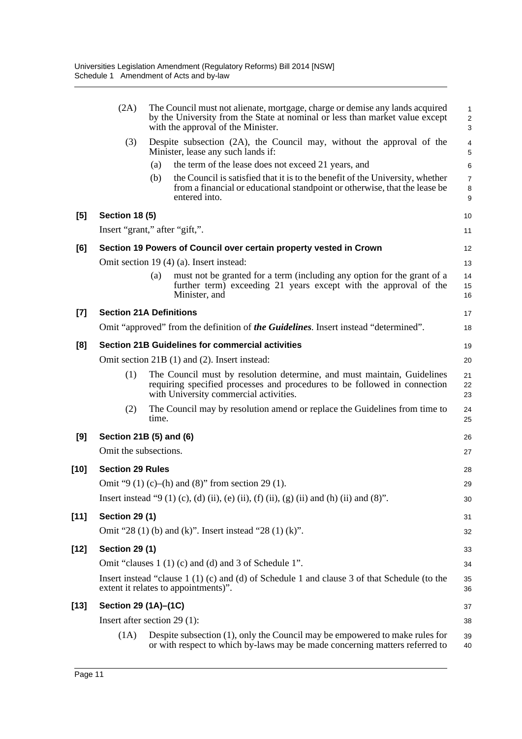(2A) The Council must not alienate, mortgage, charge or demise any lands acquired by the University from the State at nominal or less than market value except with the approval of the Minister.

(3) Despite subsection (2A), the Council may, without the approval of the Minister, lease any such lands if:

- (a) the term of the lease does not exceed 21 years, and
- (b) the Council is satisfied that it is to the benefit of the University, whether from a financial or educational standpoint or otherwise, that the lease be entered into.

**[5] Section 18 (5)**

Insert "grant," after "gift,".

**[6] Section 19 Powers of Council over certain property vested in Crown**

Omit section 19 (4) (a). Insert instead:

- (a) must not be granted for a term (including any option for the grant of a further term) exceeding 21 years except with the approval of the Minister, and

**[7] Section 21A Definitions**

Omit "approved" from the definition of ***the Guidelines***. Insert instead "determined".

**[8] Section 21B Guidelines for commercial activities**

Omit section 21B (1) and (2). Insert instead:

(1) The Council must by resolution determine, and must maintain, Guidelines requiring specified processes and procedures to be followed in connection with University commercial activities.

(2) The Council may by resolution amend or replace the Guidelines from time to time.

**[9] Section 21B (5) and (6)**

Omit the subsections.

**[10] Section 29 Rules**

Omit "9 (1) (c)–(h) and (8)" from section 29 (1).

Insert instead "9 (1) (c), (d) (ii), (e) (ii), (f) (ii), (g) (ii) and (h) (ii) and (8)".

**[11] Section 29 (1)**

Omit "28 (1) (b) and (k)". Insert instead "28 (1) (k)".

**[12] Section 29 (1)**

Omit "clauses 1 (1) (c) and (d) and 3 of Schedule 1".

Insert instead "clause 1 (1) (c) and (d) of Schedule 1 and clause 3 of that Schedule (to the extent it relates to appointments)".

**[13] Section 29 (1A)–(1C)**

Insert after section 29 (1):

(1A) Despite subsection (1), only the Council may be empowered to make rules for or with respect to which by-laws may be made concerning matters referred to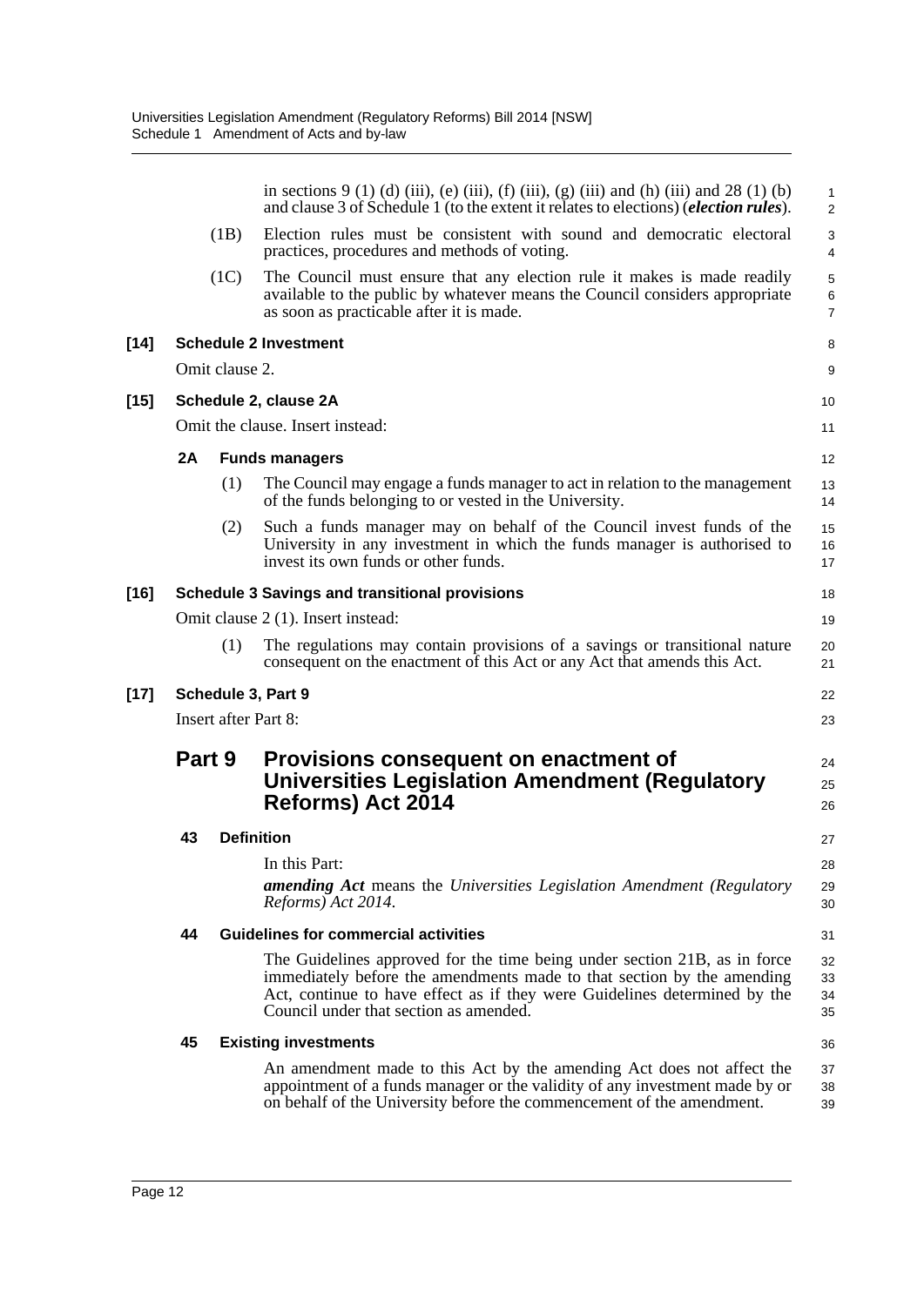in sections 9 (1) (d) (iii), (e) (iii), (f) (iii), (g) (iii) and (h) (iii) and 28 (1) (b) and clause 3 of Schedule 1 (to the extent it relates to elections) (***election rules***).

(1B) Election rules must be consistent with sound and democratic electoral practices, procedures and methods of voting.

(1C) The Council must ensure that any election rule it makes is made readily available to the public by whatever means the Council considers appropriate as soon as practicable after it is made.

**[14] Schedule 2 Investment**

Omit clause 2.

**[15] Schedule 2, clause 2A**

Omit the clause. Insert instead:

**2A Funds managers**

(1) The Council may engage a funds manager to act in relation to the management of the funds belonging to or vested in the University.

(2) Such a funds manager may on behalf of the Council invest funds of the University in any investment in which the funds manager is authorised to invest its own funds or other funds.

**[16] Schedule 3 Savings and transitional provisions**

Omit clause 2 (1). Insert instead:

(1) The regulations may contain provisions of a savings or transitional nature consequent on the enactment of this Act or any Act that amends this Act.

**[17] Schedule 3, Part 9**

Insert after Part 8:

## Part 9 Provisions consequent on enactment of Universities Legislation Amendment (Regulatory Reforms) Act 2014

**43 Definition**

In this Part:

***amending Act*** means the *Universities Legislation Amendment (Regulatory Reforms) Act 2014*.

**44 Guidelines for commercial activities**

The Guidelines approved for the time being under section 21B, as in force immediately before the amendments made to that section by the amending Act, continue to have effect as if they were Guidelines determined by the Council under that section as amended.

**45 Existing investments**

An amendment made to this Act by the amending Act does not affect the appointment of a funds manager or the validity of any investment made by or on behalf of the University before the commencement of the amendment.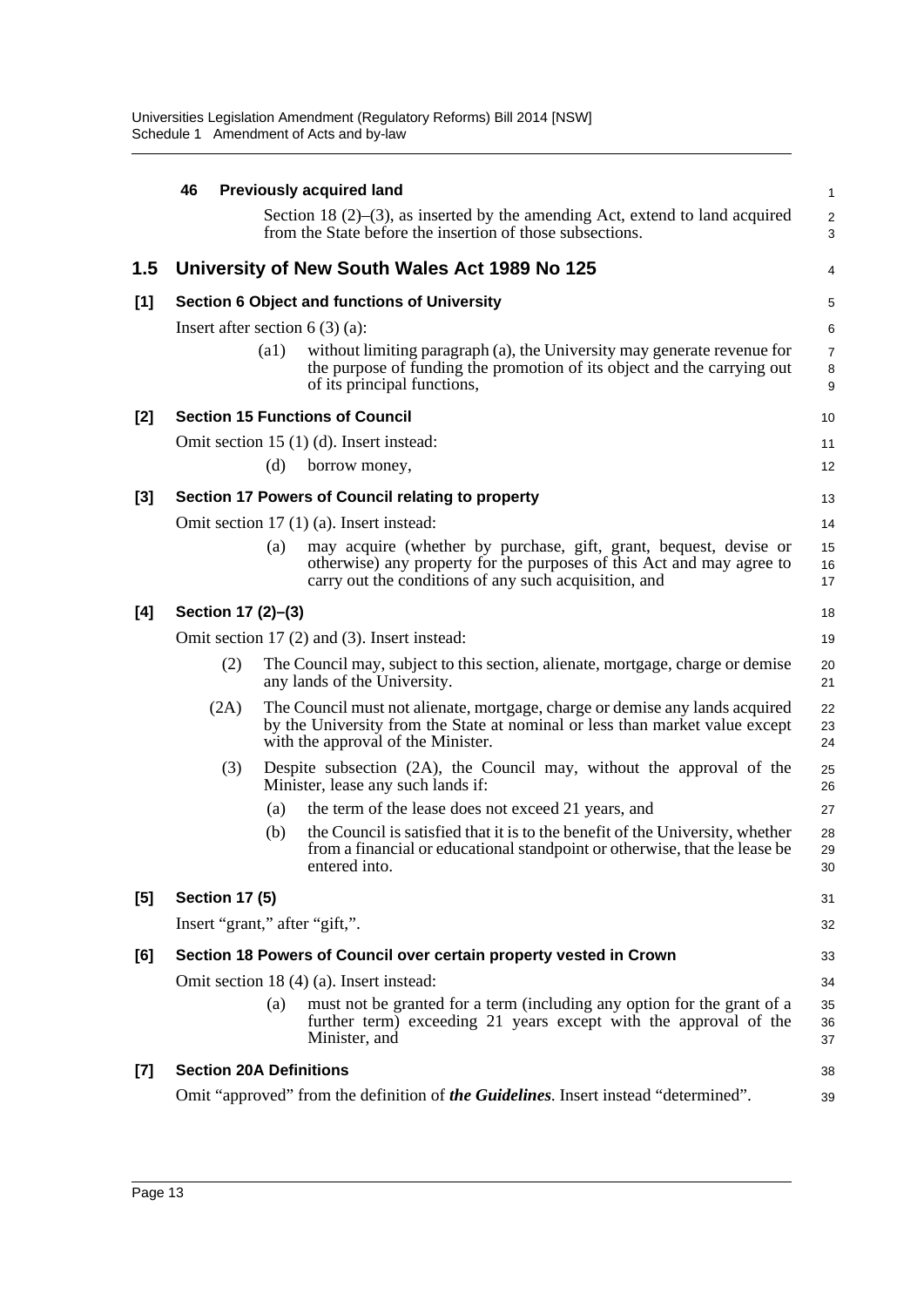**46 Previously acquired land**

Section 18 (2)–(3), as inserted by the amending Act, extend to land acquired from the State before the insertion of those subsections.

## 1.5 University of New South Wales Act 1989 No 125

### [1] Section 6 Object and functions of University

Insert after section 6 (3) (a):

(a1) without limiting paragraph (a), the University may generate revenue for the purpose of funding the promotion of its object and the carrying out of its principal functions,

### [2] Section 15 Functions of Council

Omit section 15 (1) (d). Insert instead:

(d) borrow money,

### [3] Section 17 Powers of Council relating to property

Omit section 17 (1) (a). Insert instead:

(a) may acquire (whether by purchase, gift, grant, bequest, devise or otherwise) any property for the purposes of this Act and may agree to carry out the conditions of any such acquisition, and

### [4] Section 17 (2)–(3)

Omit section 17 (2) and (3). Insert instead:

(2) The Council may, subject to this section, alienate, mortgage, charge or demise any lands of the University.

(2A) The Council must not alienate, mortgage, charge or demise any lands acquired by the University from the State at nominal or less than market value except with the approval of the Minister.

(3) Despite subsection (2A), the Council may, without the approval of the Minister, lease any such lands if:

(a) the term of the lease does not exceed 21 years, and

(b) the Council is satisfied that it is to the benefit of the University, whether from a financial or educational standpoint or otherwise, that the lease be entered into.

### [5] Section 17 (5)

Insert "grant," after "gift,".

### [6] Section 18 Powers of Council over certain property vested in Crown

Omit section 18 (4) (a). Insert instead:

(a) must not be granted for a term (including any option for the grant of a further term) exceeding 21 years except with the approval of the Minister, and

### [7] Section 20A Definitions

Omit "approved" from the definition of ***the Guidelines***. Insert instead "determined".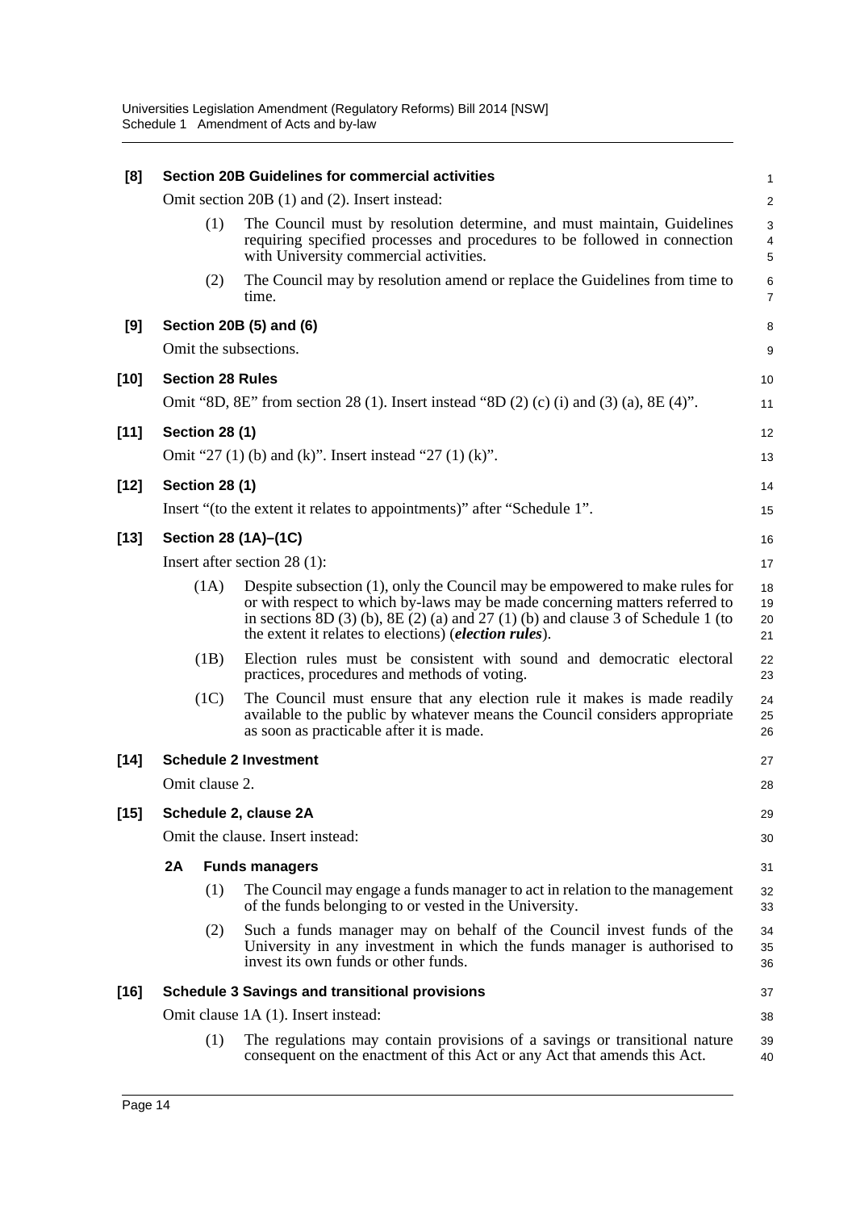**[8] Section 20B Guidelines for commercial activities**

Omit section 20B (1) and (2). Insert instead:

(1) The Council must by resolution determine, and must maintain, Guidelines requiring specified processes and procedures to be followed in connection with University commercial activities.

(2) The Council may by resolution amend or replace the Guidelines from time to time.

**[9] Section 20B (5) and (6)**

Omit the subsections.

**[10] Section 28 Rules**

Omit "8D, 8E" from section 28 (1). Insert instead "8D (2) (c) (i) and (3) (a), 8E (4)".

**[11] Section 28 (1)**

Omit "27 (1) (b) and (k)". Insert instead "27 (1) (k)".

**[12] Section 28 (1)**

Insert "(to the extent it relates to appointments)" after "Schedule 1".

**[13] Section 28 (1A)–(1C)**

Insert after section 28 (1):

(1A) Despite subsection (1), only the Council may be empowered to make rules for or with respect to which by-laws may be made concerning matters referred to in sections 8D (3) (b), 8E (2) (a) and 27 (1) (b) and clause 3 of Schedule 1 (to the extent it relates to elections) (***election rules***).

(1B) Election rules must be consistent with sound and democratic electoral practices, procedures and methods of voting.

(1C) The Council must ensure that any election rule it makes is made readily available to the public by whatever means the Council considers appropriate as soon as practicable after it is made.

**[14] Schedule 2 Investment**

Omit clause 2.

**[15] Schedule 2, clause 2A**

Omit the clause. Insert instead:

**2A Funds managers**

(1) The Council may engage a funds manager to act in relation to the management of the funds belonging to or vested in the University.

(2) Such a funds manager may on behalf of the Council invest funds of the University in any investment in which the funds manager is authorised to invest its own funds or other funds.

**[16] Schedule 3 Savings and transitional provisions**

Omit clause 1A (1). Insert instead:

(1) The regulations may contain provisions of a savings or transitional nature consequent on the enactment of this Act or any Act that amends this Act.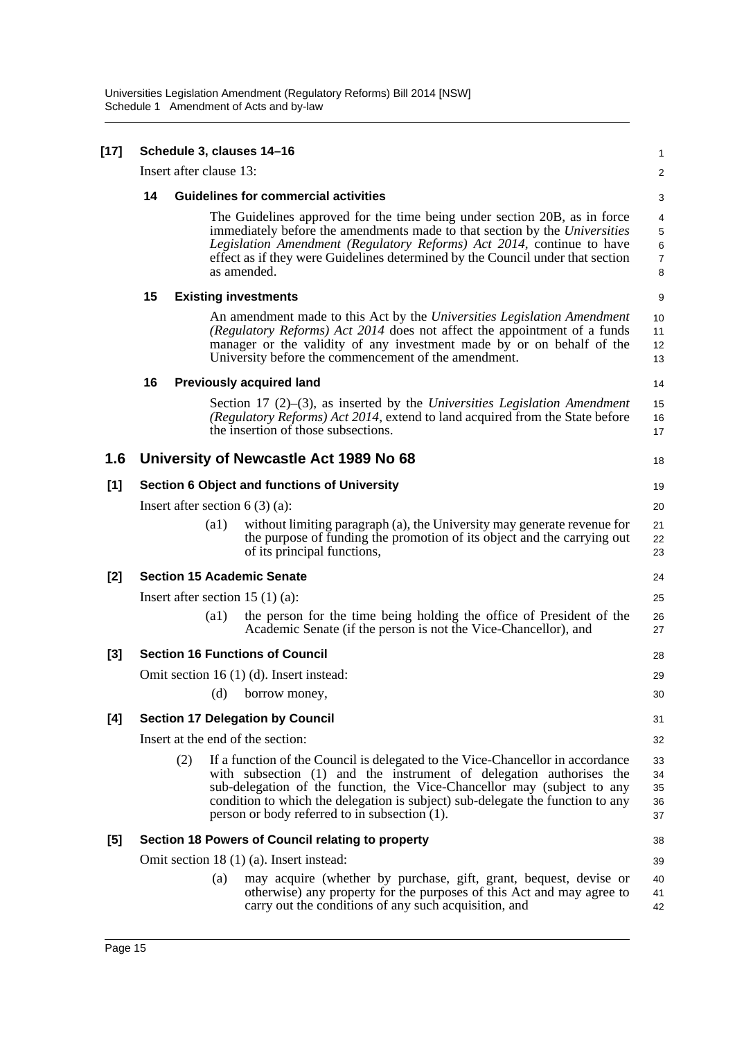**[17] Schedule 3, clauses 14–16**

Insert after clause 13:

**14 Guidelines for commercial activities**

The Guidelines approved for the time being under section 20B, as in force immediately before the amendments made to that section by the *Universities Legislation Amendment (Regulatory Reforms) Act 2014*, continue to have effect as if they were Guidelines determined by the Council under that section as amended.

**15 Existing investments**

An amendment made to this Act by the *Universities Legislation Amendment (Regulatory Reforms) Act 2014* does not affect the appointment of a funds manager or the validity of any investment made by or on behalf of the University before the commencement of the amendment.

**16 Previously acquired land**

Section 17 (2)–(3), as inserted by the *Universities Legislation Amendment (Regulatory Reforms) Act 2014*, extend to land acquired from the State before the insertion of those subsections.

## 1.6 University of Newcastle Act 1989 No 68

**[1] Section 6 Object and functions of University**

Insert after section 6 (3) (a):

(a1) without limiting paragraph (a), the University may generate revenue for the purpose of funding the promotion of its object and the carrying out of its principal functions,

**[2] Section 15 Academic Senate**

Insert after section 15 (1) (a):

(a1) the person for the time being holding the office of President of the Academic Senate (if the person is not the Vice-Chancellor), and

**[3] Section 16 Functions of Council**

Omit section 16 (1) (d). Insert instead:

(d) borrow money,

**[4] Section 17 Delegation by Council**

Insert at the end of the section:

(2) If a function of the Council is delegated to the Vice-Chancellor in accordance with subsection (1) and the instrument of delegation authorises the sub-delegation of the function, the Vice-Chancellor may (subject to any condition to which the delegation is subject) sub-delegate the function to any person or body referred to in subsection (1).

**[5] Section 18 Powers of Council relating to property**

Omit section 18 (1) (a). Insert instead:

(a) may acquire (whether by purchase, gift, grant, bequest, devise or otherwise) any property for the purposes of this Act and may agree to carry out the conditions of any such acquisition, and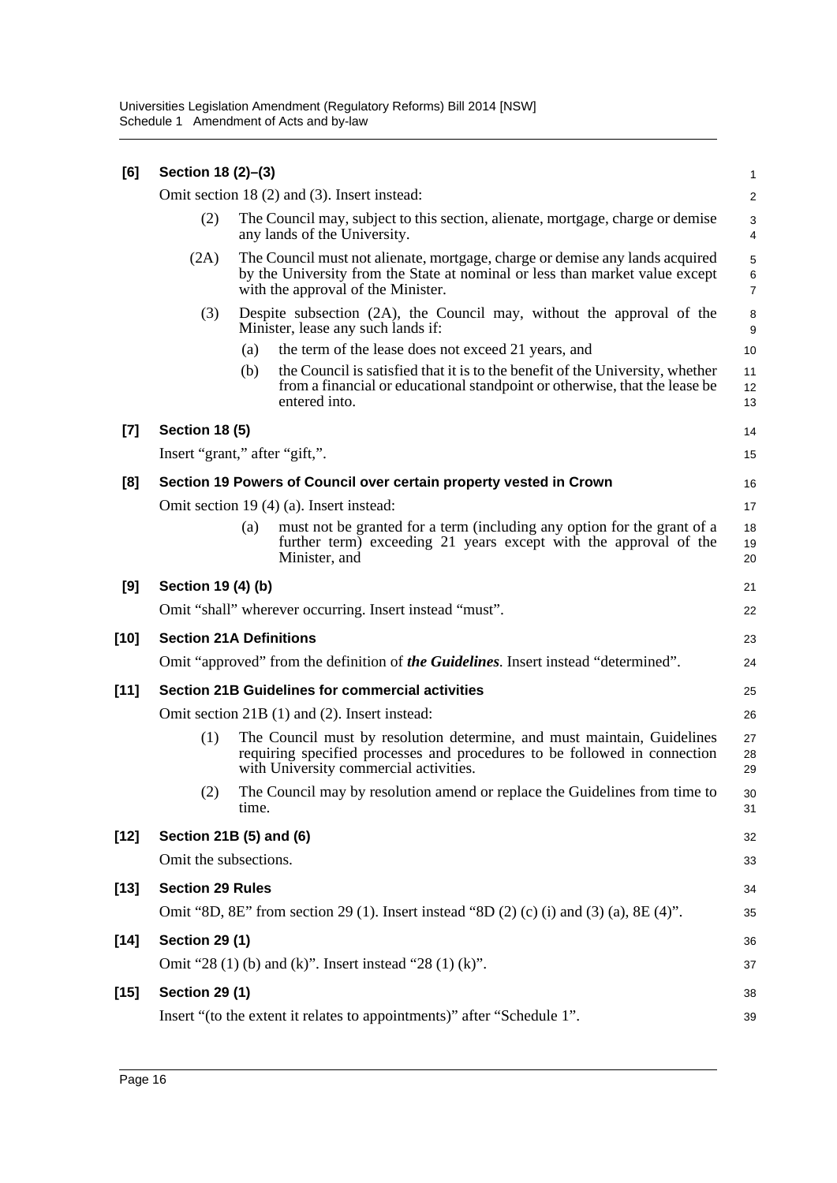**[6] Section 18 (2)–(3)**

Omit section 18 (2) and (3). Insert instead:

(2) The Council may, subject to this section, alienate, mortgage, charge or demise any lands of the University.

(2A) The Council must not alienate, mortgage, charge or demise any lands acquired by the University from the State at nominal or less than market value except with the approval of the Minister.

(3) Despite subsection (2A), the Council may, without the approval of the Minister, lease any such lands if:

(a) the term of the lease does not exceed 21 years, and

(b) the Council is satisfied that it is to the benefit of the University, whether from a financial or educational standpoint or otherwise, that the lease be entered into.

**[7] Section 18 (5)**

Insert "grant," after "gift,".

**[8] Section 19 Powers of Council over certain property vested in Crown**

Omit section 19 (4) (a). Insert instead:

(a) must not be granted for a term (including any option for the grant of a further term) exceeding 21 years except with the approval of the Minister, and

**[9] Section 19 (4) (b)**

Omit "shall" wherever occurring. Insert instead "must".

**[10] Section 21A Definitions**

Omit "approved" from the definition of ***the Guidelines***. Insert instead "determined".

**[11] Section 21B Guidelines for commercial activities**

Omit section 21B (1) and (2). Insert instead:

(1) The Council must by resolution determine, and must maintain, Guidelines requiring specified processes and procedures to be followed in connection with University commercial activities.

(2) The Council may by resolution amend or replace the Guidelines from time to time.

**[12] Section 21B (5) and (6)**

Omit the subsections.

**[13] Section 29 Rules**

Omit "8D, 8E" from section 29 (1). Insert instead "8D (2) (c) (i) and (3) (a), 8E (4)".

**[14] Section 29 (1)**

Omit "28 (1) (b) and (k)". Insert instead "28 (1) (k)".

**[15] Section 29 (1)**

Insert "(to the extent it relates to appointments)" after "Schedule 1".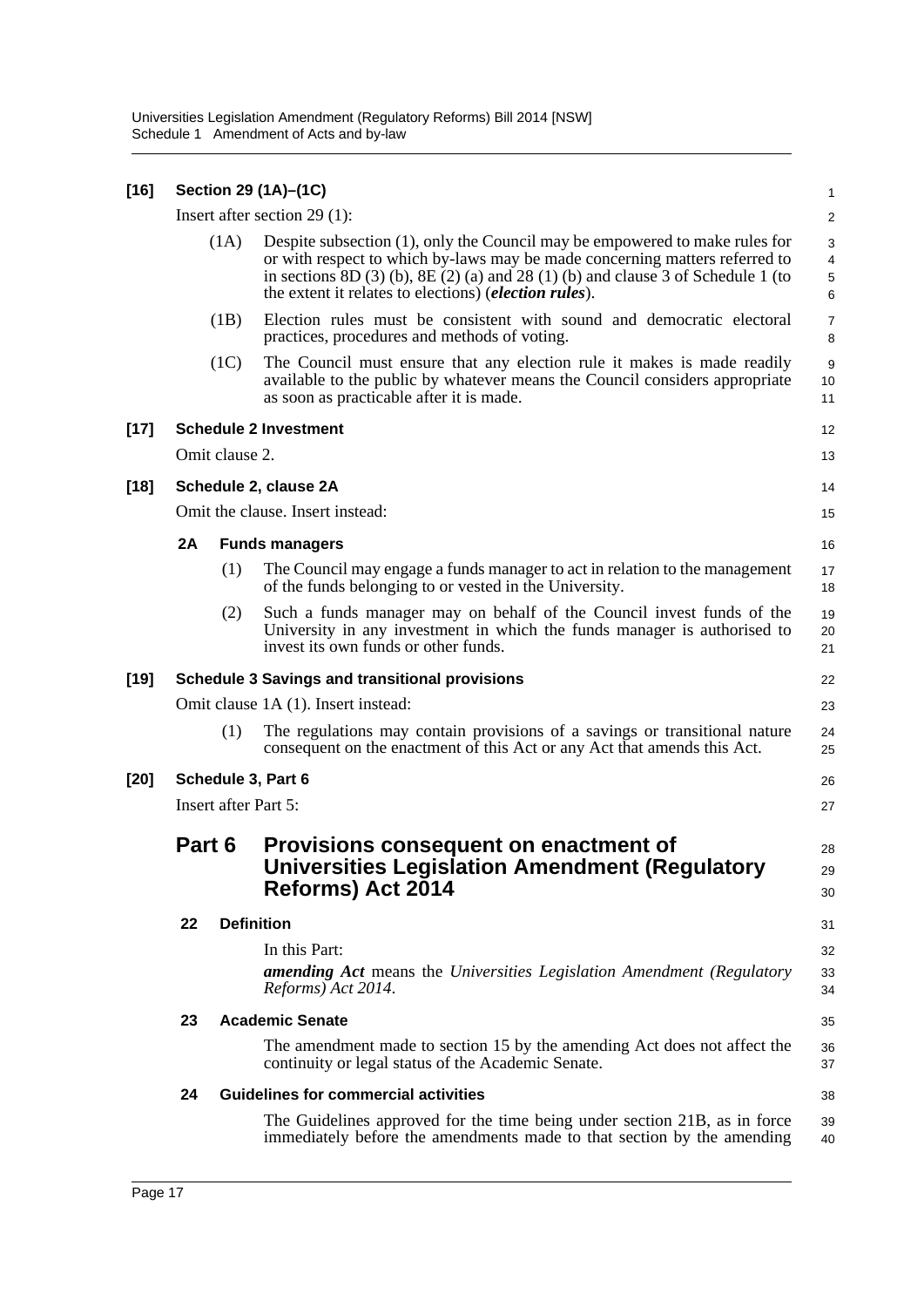**[16] Section 29 (1A)–(1C)**

Insert after section 29 (1):

(1A) Despite subsection (1), only the Council may be empowered to make rules for or with respect to which by-laws may be made concerning matters referred to in sections 8D (3) (b), 8E (2) (a) and 28 (1) (b) and clause 3 of Schedule 1 (to the extent it relates to elections) (***election rules***).

(1B) Election rules must be consistent with sound and democratic electoral practices, procedures and methods of voting.

(1C) The Council must ensure that any election rule it makes is made readily available to the public by whatever means the Council considers appropriate as soon as practicable after it is made.

**[17] Schedule 2 Investment**

Omit clause 2.

**[18] Schedule 2, clause 2A**

Omit the clause. Insert instead:

**2A Funds managers**

(1) The Council may engage a funds manager to act in relation to the management of the funds belonging to or vested in the University.

(2) Such a funds manager may on behalf of the Council invest funds of the University in any investment in which the funds manager is authorised to invest its own funds or other funds.

**[19] Schedule 3 Savings and transitional provisions**

Omit clause 1A (1). Insert instead:

(1) The regulations may contain provisions of a savings or transitional nature consequent on the enactment of this Act or any Act that amends this Act.

**[20] Schedule 3, Part 6**

Insert after Part 5:

## Part 6 Provisions consequent on enactment of Universities Legislation Amendment (Regulatory Reforms) Act 2014

**22 Definition**

In this Part:

***amending Act*** means the *Universities Legislation Amendment (Regulatory Reforms) Act 2014*.

**23 Academic Senate**

The amendment made to section 15 by the amending Act does not affect the continuity or legal status of the Academic Senate.

**24 Guidelines for commercial activities**

The Guidelines approved for the time being under section 21B, as in force immediately before the amendments made to that section by the amending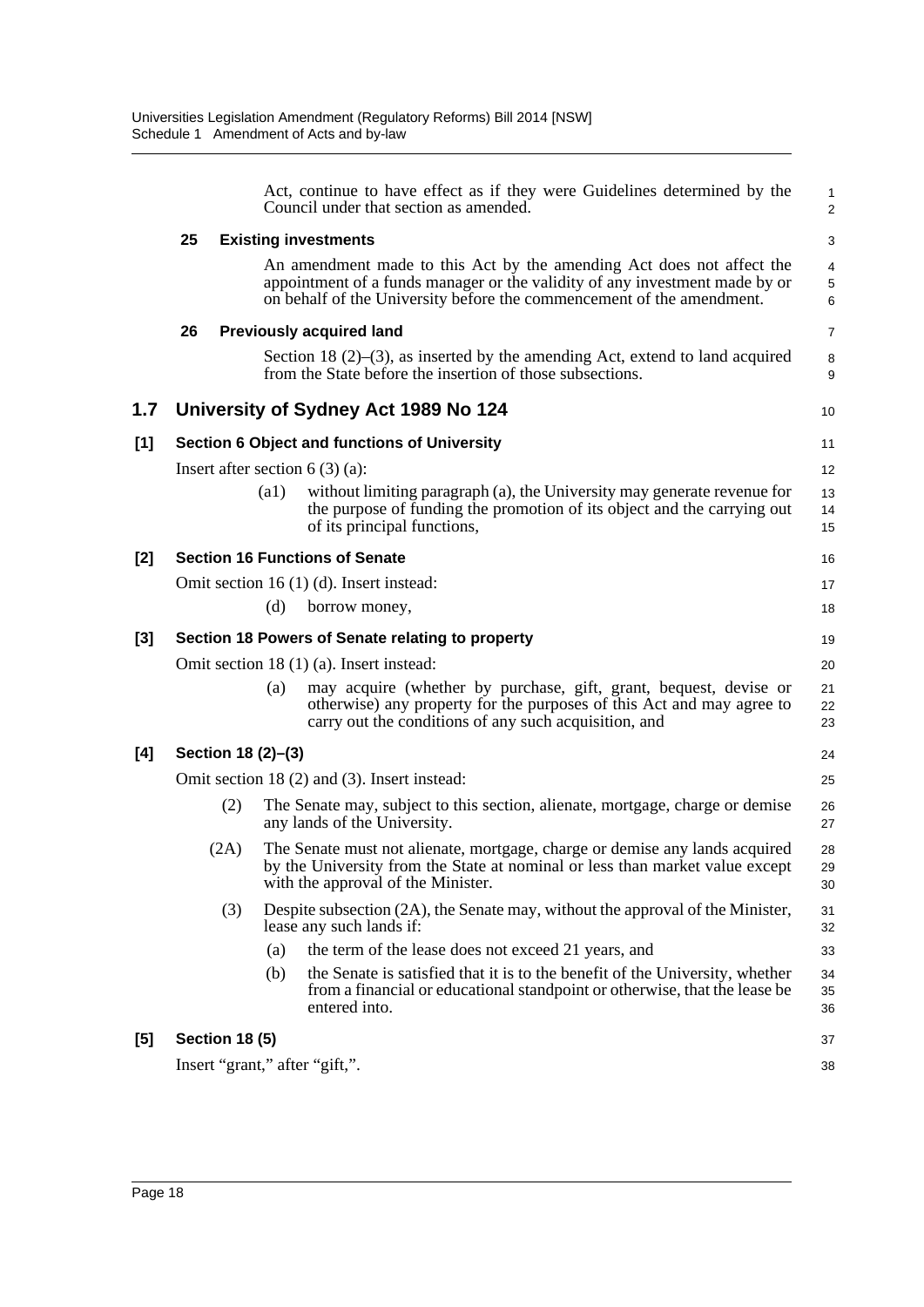Act, continue to have effect as if they were Guidelines determined by the Council under that section as amended.

**25 Existing investments**

An amendment made to this Act by the amending Act does not affect the appointment of a funds manager or the validity of any investment made by or on behalf of the University before the commencement of the amendment.

**26 Previously acquired land**

Section 18 (2)–(3), as inserted by the amending Act, extend to land acquired from the State before the insertion of those subsections.

## 1.7 University of Sydney Act 1989 No 124

### [1] Section 6 Object and functions of University

Insert after section 6 (3) (a):

(a1) without limiting paragraph (a), the University may generate revenue for the purpose of funding the promotion of its object and the carrying out of its principal functions,

### [2] Section 16 Functions of Senate

Omit section 16 (1) (d). Insert instead:

(d) borrow money,

### [3] Section 18 Powers of Senate relating to property

Omit section 18 (1) (a). Insert instead:

(a) may acquire (whether by purchase, gift, grant, bequest, devise or otherwise) any property for the purposes of this Act and may agree to carry out the conditions of any such acquisition, and

### [4] Section 18 (2)–(3)

Omit section 18 (2) and (3). Insert instead:

(2) The Senate may, subject to this section, alienate, mortgage, charge or demise any lands of the University.

(2A) The Senate must not alienate, mortgage, charge or demise any lands acquired by the University from the State at nominal or less than market value except with the approval of the Minister.

(3) Despite subsection (2A), the Senate may, without the approval of the Minister, lease any such lands if:

(a) the term of the lease does not exceed 21 years, and

(b) the Senate is satisfied that it is to the benefit of the University, whether from a financial or educational standpoint or otherwise, that the lease be entered into.

### [5] Section 18 (5)

Insert "grant," after "gift,".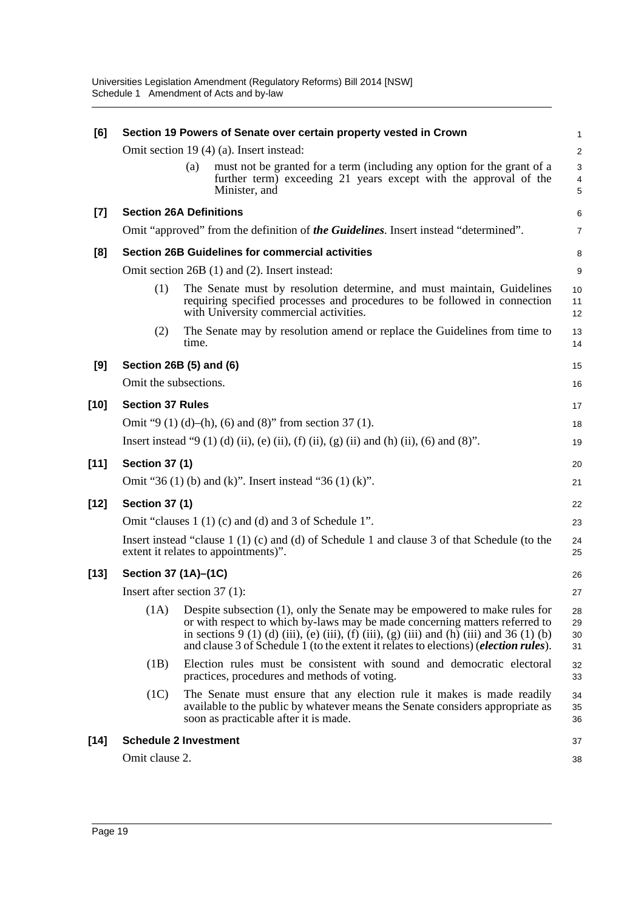**[6] Section 19 Powers of Senate over certain property vested in Crown**

Omit section 19 (4) (a). Insert instead:

> (a) must not be granted for a term (including any option for the grant of a further term) exceeding 21 years except with the approval of the Minister, and

**[7] Section 26A Definitions**

Omit "approved" from the definition of ***the Guidelines***. Insert instead "determined".

**[8] Section 26B Guidelines for commercial activities**

Omit section 26B (1) and (2). Insert instead:

> (1) The Senate must by resolution determine, and must maintain, Guidelines requiring specified processes and procedures to be followed in connection with University commercial activities.
>
> (2) The Senate may by resolution amend or replace the Guidelines from time to time.

**[9] Section 26B (5) and (6)**

Omit the subsections.

**[10] Section 37 Rules**

Omit "9 (1) (d)–(h), (6) and (8)" from section 37 (1).

Insert instead "9 (1) (d) (ii), (e) (ii), (f) (ii), (g) (ii) and (h) (ii), (6) and (8)".

**[11] Section 37 (1)**

Omit "36 (1) (b) and (k)". Insert instead "36 (1) (k)".

**[12] Section 37 (1)**

Omit "clauses 1 (1) (c) and (d) and 3 of Schedule 1".

Insert instead "clause 1 (1) (c) and (d) of Schedule 1 and clause 3 of that Schedule (to the extent it relates to appointments)".

**[13] Section 37 (1A)–(1C)**

Insert after section 37 (1):

> (1A) Despite subsection (1), only the Senate may be empowered to make rules for or with respect to which by-laws may be made concerning matters referred to in sections 9 (1) (d) (iii), (e) (iii), (f) (iii), (g) (iii) and (h) (iii) and 36 (1) (b) and clause 3 of Schedule 1 (to the extent it relates to elections) (***election rules***).
>
> (1B) Election rules must be consistent with sound and democratic electoral practices, procedures and methods of voting.
>
> (1C) The Senate must ensure that any election rule it makes is made readily available to the public by whatever means the Senate considers appropriate as soon as practicable after it is made.

**[14] Schedule 2 Investment**

Omit clause 2.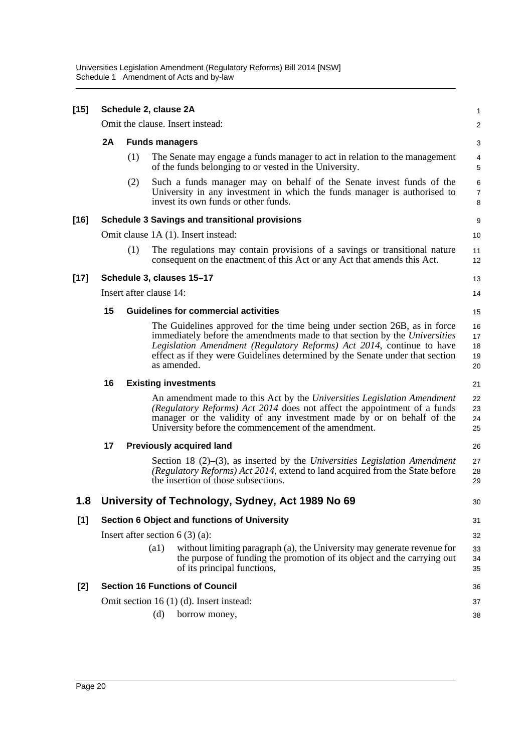**[15] Schedule 2, clause 2A**

Omit the clause. Insert instead:

**2A Funds managers**

(1) The Senate may engage a funds manager to act in relation to the management of the funds belonging to or vested in the University.

(2) Such a funds manager may on behalf of the Senate invest funds of the University in any investment in which the funds manager is authorised to invest its own funds or other funds.

**[16] Schedule 3 Savings and transitional provisions**

Omit clause 1A (1). Insert instead:

(1) The regulations may contain provisions of a savings or transitional nature consequent on the enactment of this Act or any Act that amends this Act.

**[17] Schedule 3, clauses 15–17**

Insert after clause 14:

**15 Guidelines for commercial activities**

The Guidelines approved for the time being under section 26B, as in force immediately before the amendments made to that section by the *Universities Legislation Amendment (Regulatory Reforms) Act 2014*, continue to have effect as if they were Guidelines determined by the Senate under that section as amended.

**16 Existing investments**

An amendment made to this Act by the *Universities Legislation Amendment (Regulatory Reforms) Act 2014* does not affect the appointment of a funds manager or the validity of any investment made by or on behalf of the University before the commencement of the amendment.

**17 Previously acquired land**

Section 18 (2)–(3), as inserted by the *Universities Legislation Amendment (Regulatory Reforms) Act 2014*, extend to land acquired from the State before the insertion of those subsections.

## 1.8 University of Technology, Sydney, Act 1989 No 69

**[1] Section 6 Object and functions of University**

Insert after section 6 (3) (a):

(a1) without limiting paragraph (a), the University may generate revenue for the purpose of funding the promotion of its object and the carrying out of its principal functions,

**[2] Section 16 Functions of Council**

Omit section 16 (1) (d). Insert instead:

(d) borrow money,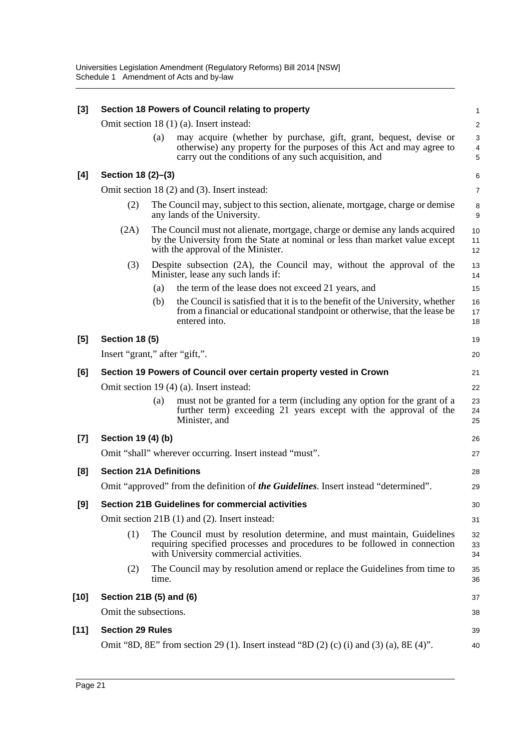**[3] Section 18 Powers of Council relating to property**

Omit section 18 (1) (a). Insert instead:

> (a) may acquire (whether by purchase, gift, grant, bequest, devise or otherwise) any property for the purposes of this Act and may agree to carry out the conditions of any such acquisition, and

**[4] Section 18 (2)–(3)**

Omit section 18 (2) and (3). Insert instead:

> (2) The Council may, subject to this section, alienate, mortgage, charge or demise any lands of the University.
>
> (2A) The Council must not alienate, mortgage, charge or demise any lands acquired by the University from the State at nominal or less than market value except with the approval of the Minister.
>
> (3) Despite subsection (2A), the Council may, without the approval of the Minister, lease any such lands if:
>
> (a) the term of the lease does not exceed 21 years, and
>
> (b) the Council is satisfied that it is to the benefit of the University, whether from a financial or educational standpoint or otherwise, that the lease be entered into.

**[5] Section 18 (5)**

Insert "grant," after "gift,".

**[6] Section 19 Powers of Council over certain property vested in Crown**

Omit section 19 (4) (a). Insert instead:

> (a) must not be granted for a term (including any option for the grant of a further term) exceeding 21 years except with the approval of the Minister, and

**[7] Section 19 (4) (b)**

Omit "shall" wherever occurring. Insert instead "must".

**[8] Section 21A Definitions**

Omit "approved" from the definition of ***the Guidelines***. Insert instead "determined".

**[9] Section 21B Guidelines for commercial activities**

Omit section 21B (1) and (2). Insert instead:

> (1) The Council must by resolution determine, and must maintain, Guidelines requiring specified processes and procedures to be followed in connection with University commercial activities.
>
> (2) The Council may by resolution amend or replace the Guidelines from time to time.

**[10] Section 21B (5) and (6)**

Omit the subsections.

**[11] Section 29 Rules**

Omit "8D, 8E" from section 29 (1). Insert instead "8D (2) (c) (i) and (3) (a), 8E (4)".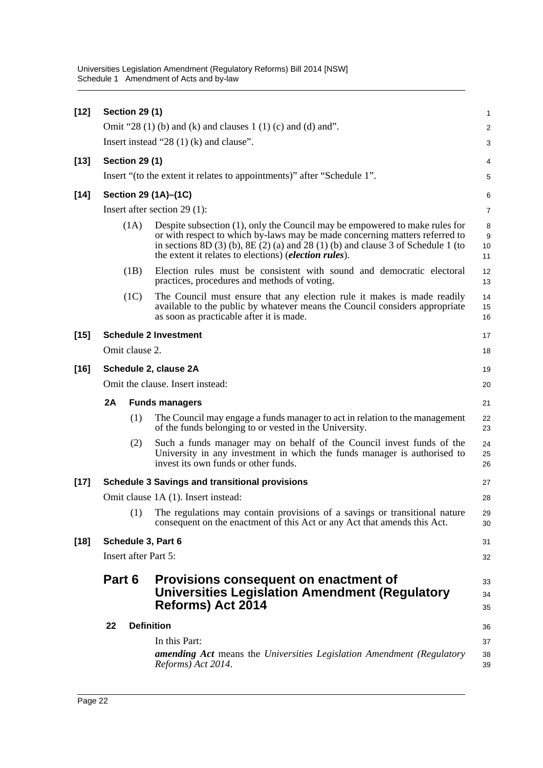**[12] Section 29 (1)**

Omit "28 (1) (b) and (k) and clauses 1 (1) (c) and (d) and".

Insert instead "28 (1) (k) and clause".

**[13] Section 29 (1)**

Insert "(to the extent it relates to appointments)" after "Schedule 1".

**[14] Section 29 (1A)–(1C)**

Insert after section 29 (1):

(1A) Despite subsection (1), only the Council may be empowered to make rules for or with respect to which by-laws may be made concerning matters referred to in sections 8D (3) (b), 8E (2) (a) and 28 (1) (b) and clause 3 of Schedule 1 (to the extent it relates to elections) (***election rules***).

(1B) Election rules must be consistent with sound and democratic electoral practices, procedures and methods of voting.

(1C) The Council must ensure that any election rule it makes is made readily available to the public by whatever means the Council considers appropriate as soon as practicable after it is made.

**[15] Schedule 2 Investment**

Omit clause 2.

**[16] Schedule 2, clause 2A**

Omit the clause. Insert instead:

**2A Funds managers**

(1) The Council may engage a funds manager to act in relation to the management of the funds belonging to or vested in the University.

(2) Such a funds manager may on behalf of the Council invest funds of the University in any investment in which the funds manager is authorised to invest its own funds or other funds.

**[17] Schedule 3 Savings and transitional provisions**

Omit clause 1A (1). Insert instead:

(1) The regulations may contain provisions of a savings or transitional nature consequent on the enactment of this Act or any Act that amends this Act.

**[18] Schedule 3, Part 6**

Insert after Part 5:

## Part 6 Provisions consequent on enactment of Universities Legislation Amendment (Regulatory Reforms) Act 2014

**22 Definition**

In this Part:

***amending Act*** means the *Universities Legislation Amendment (Regulatory Reforms) Act 2014*.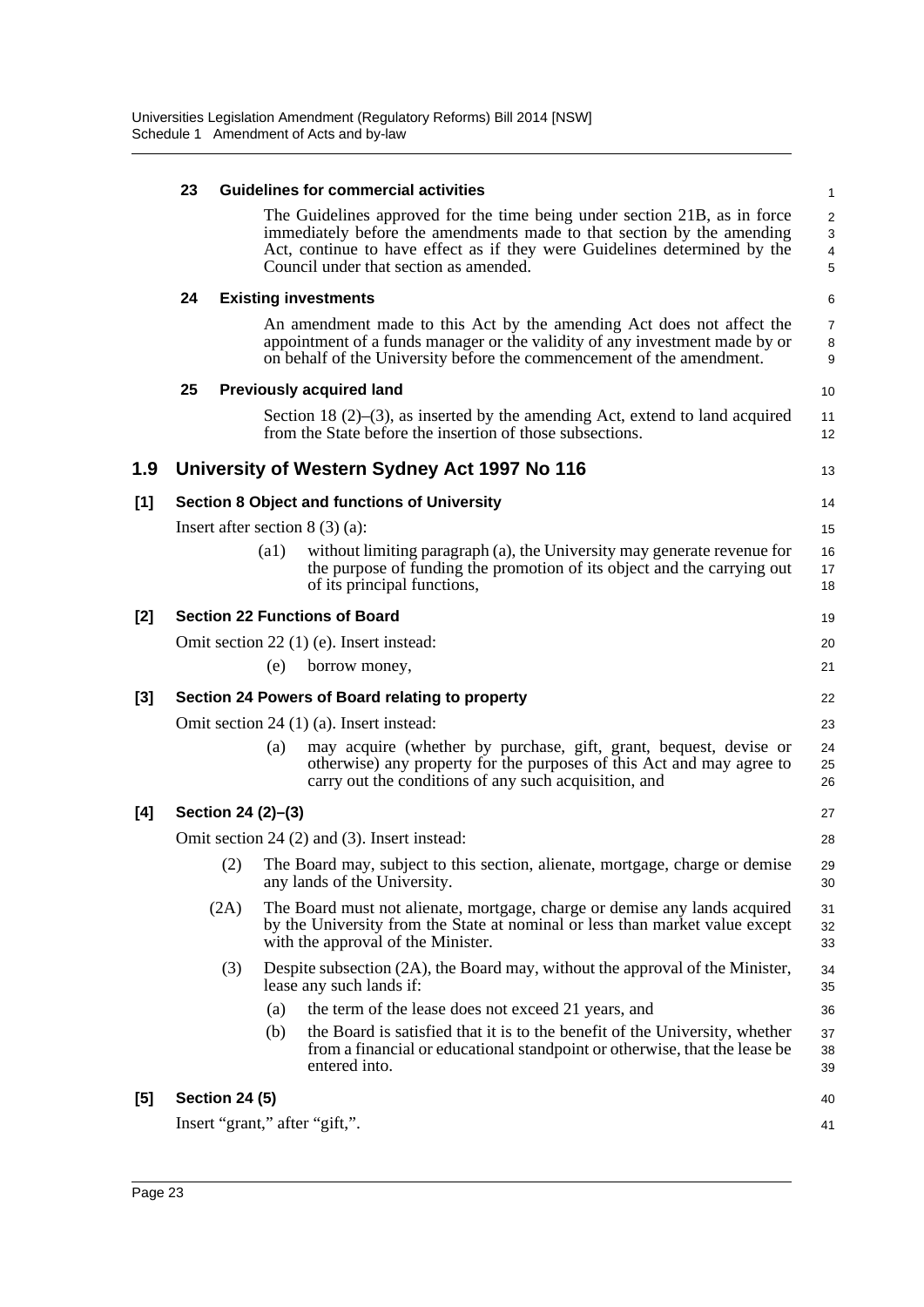**23 Guidelines for commercial activities**

The Guidelines approved for the time being under section 21B, as in force immediately before the amendments made to that section by the amending Act, continue to have effect as if they were Guidelines determined by the Council under that section as amended.

**24 Existing investments**

An amendment made to this Act by the amending Act does not affect the appointment of a funds manager or the validity of any investment made by or on behalf of the University before the commencement of the amendment.

**25 Previously acquired land**

Section 18 (2)–(3), as inserted by the amending Act, extend to land acquired from the State before the insertion of those subsections.

## 1.9 University of Western Sydney Act 1997 No 116

### [1] Section 8 Object and functions of University

Insert after section 8 (3) (a):

(a1) without limiting paragraph (a), the University may generate revenue for the purpose of funding the promotion of its object and the carrying out of its principal functions,

### [2] Section 22 Functions of Board

Omit section 22 (1) (e). Insert instead:

(e) borrow money,

### [3] Section 24 Powers of Board relating to property

Omit section 24 (1) (a). Insert instead:

(a) may acquire (whether by purchase, gift, grant, bequest, devise or otherwise) any property for the purposes of this Act and may agree to carry out the conditions of any such acquisition, and

### [4] Section 24 (2)–(3)

Omit section 24 (2) and (3). Insert instead:

(2) The Board may, subject to this section, alienate, mortgage, charge or demise any lands of the University.

(2A) The Board must not alienate, mortgage, charge or demise any lands acquired by the University from the State at nominal or less than market value except with the approval of the Minister.

(3) Despite subsection (2A), the Board may, without the approval of the Minister, lease any such lands if:

(a) the term of the lease does not exceed 21 years, and

(b) the Board is satisfied that it is to the benefit of the University, whether from a financial or educational standpoint or otherwise, that the lease be entered into.

### [5] Section 24 (5)

Insert "grant," after "gift,".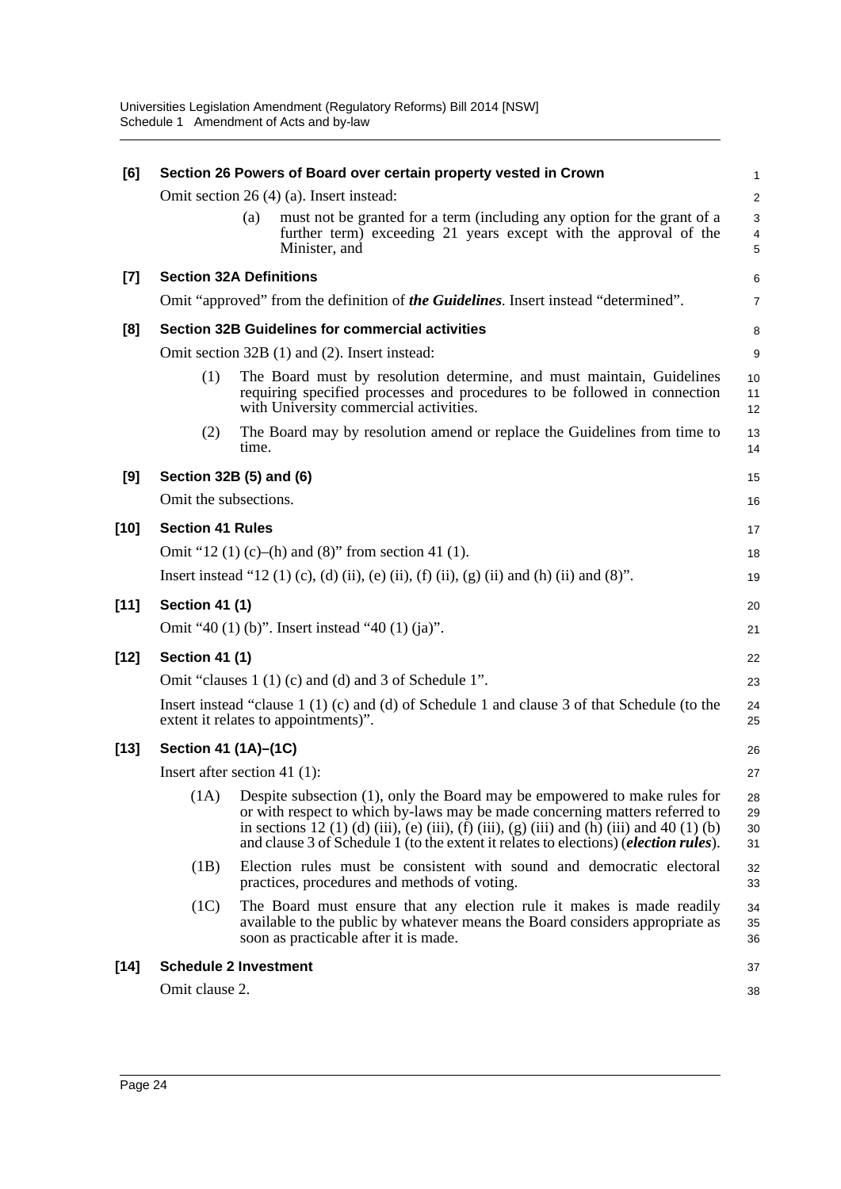**[6] Section 26 Powers of Board over certain property vested in Crown**

Omit section 26 (4) (a). Insert instead:

> (a) must not be granted for a term (including any option for the grant of a further term) exceeding 21 years except with the approval of the Minister, and

**[7] Section 32A Definitions**

Omit "approved" from the definition of ***the Guidelines***. Insert instead "determined".

**[8] Section 32B Guidelines for commercial activities**

Omit section 32B (1) and (2). Insert instead:

> (1) The Board must by resolution determine, and must maintain, Guidelines requiring specified processes and procedures to be followed in connection with University commercial activities.
>
> (2) The Board may by resolution amend or replace the Guidelines from time to time.

**[9] Section 32B (5) and (6)**

Omit the subsections.

**[10] Section 41 Rules**

Omit "12 (1) (c)–(h) and (8)" from section 41 (1).

Insert instead "12 (1) (c), (d) (ii), (e) (ii), (f) (ii), (g) (ii) and (h) (ii) and (8)".

**[11] Section 41 (1)**

Omit "40 (1) (b)". Insert instead "40 (1) (ja)".

**[12] Section 41 (1)**

Omit "clauses 1 (1) (c) and (d) and 3 of Schedule 1".

Insert instead "clause 1 (1) (c) and (d) of Schedule 1 and clause 3 of that Schedule (to the extent it relates to appointments)".

**[13] Section 41 (1A)–(1C)**

Insert after section 41 (1):

> (1A) Despite subsection (1), only the Board may be empowered to make rules for or with respect to which by-laws may be made concerning matters referred to in sections 12 (1) (d) (iii), (e) (iii), (f) (iii), (g) (iii) and (h) (iii) and 40 (1) (b) and clause 3 of Schedule 1 (to the extent it relates to elections) (***election rules***).
>
> (1B) Election rules must be consistent with sound and democratic electoral practices, procedures and methods of voting.
>
> (1C) The Board must ensure that any election rule it makes is made readily available to the public by whatever means the Board considers appropriate as soon as practicable after it is made.

**[14] Schedule 2 Investment**

Omit clause 2.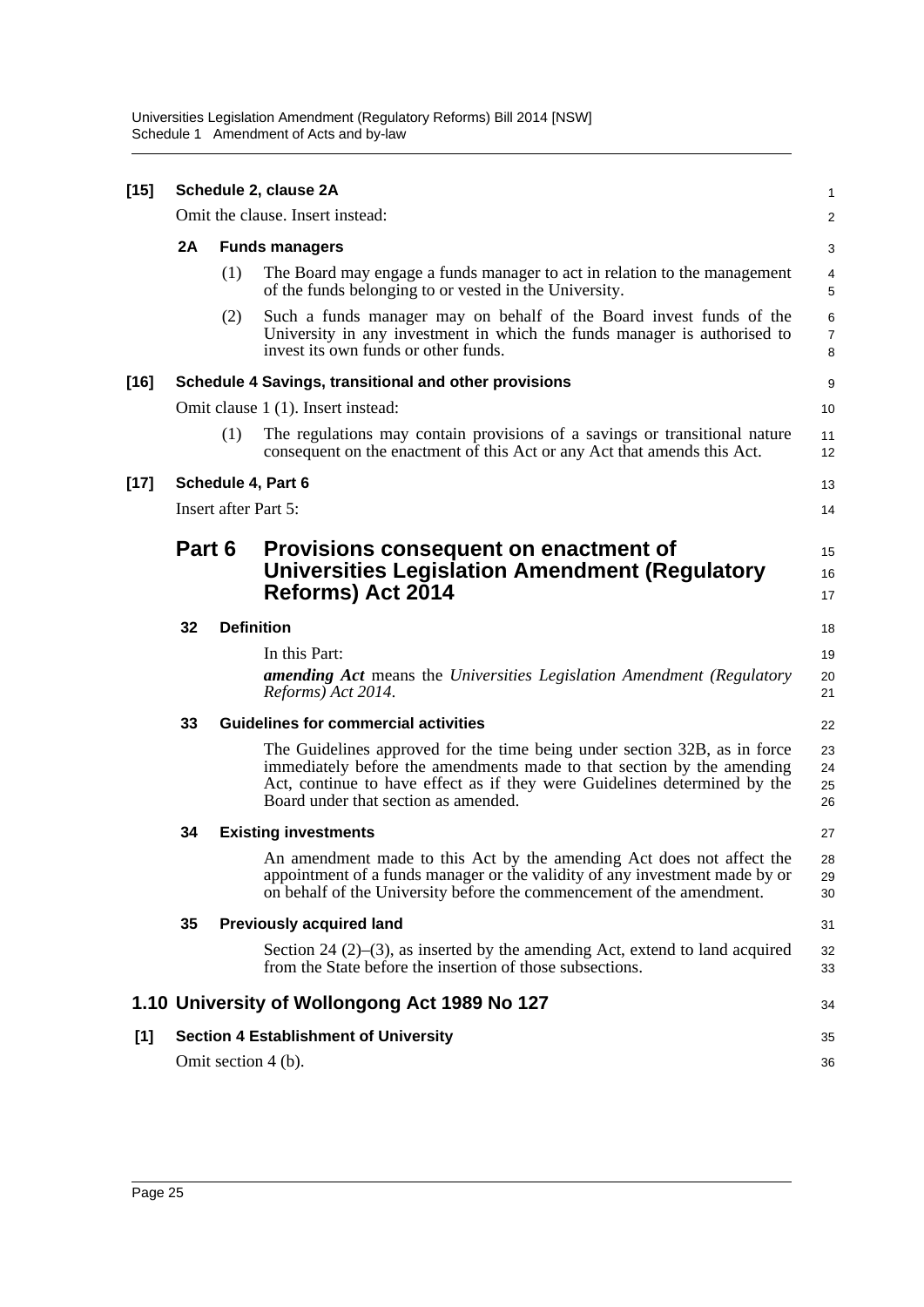**[15] Schedule 2, clause 2A**

Omit the clause. Insert instead:

**2A Funds managers**

(1) The Board may engage a funds manager to act in relation to the management of the funds belonging to or vested in the University.

(2) Such a funds manager may on behalf of the Board invest funds of the University in any investment in which the funds manager is authorised to invest its own funds or other funds.

**[16] Schedule 4 Savings, transitional and other provisions**

Omit clause 1 (1). Insert instead:

(1) The regulations may contain provisions of a savings or transitional nature consequent on the enactment of this Act or any Act that amends this Act.

**[17] Schedule 4, Part 6**

Insert after Part 5:

## Part 6 Provisions consequent on enactment of Universities Legislation Amendment (Regulatory Reforms) Act 2014

**32 Definition**

In this Part:

***amending Act*** means the *Universities Legislation Amendment (Regulatory Reforms) Act 2014*.

**33 Guidelines for commercial activities**

The Guidelines approved for the time being under section 32B, as in force immediately before the amendments made to that section by the amending Act, continue to have effect as if they were Guidelines determined by the Board under that section as amended.

**34 Existing investments**

An amendment made to this Act by the amending Act does not affect the appointment of a funds manager or the validity of any investment made by or on behalf of the University before the commencement of the amendment.

**35 Previously acquired land**

Section 24 (2)–(3), as inserted by the amending Act, extend to land acquired from the State before the insertion of those subsections.

## 1.10 University of Wollongong Act 1989 No 127

**[1] Section 4 Establishment of University**

Omit section 4 (b).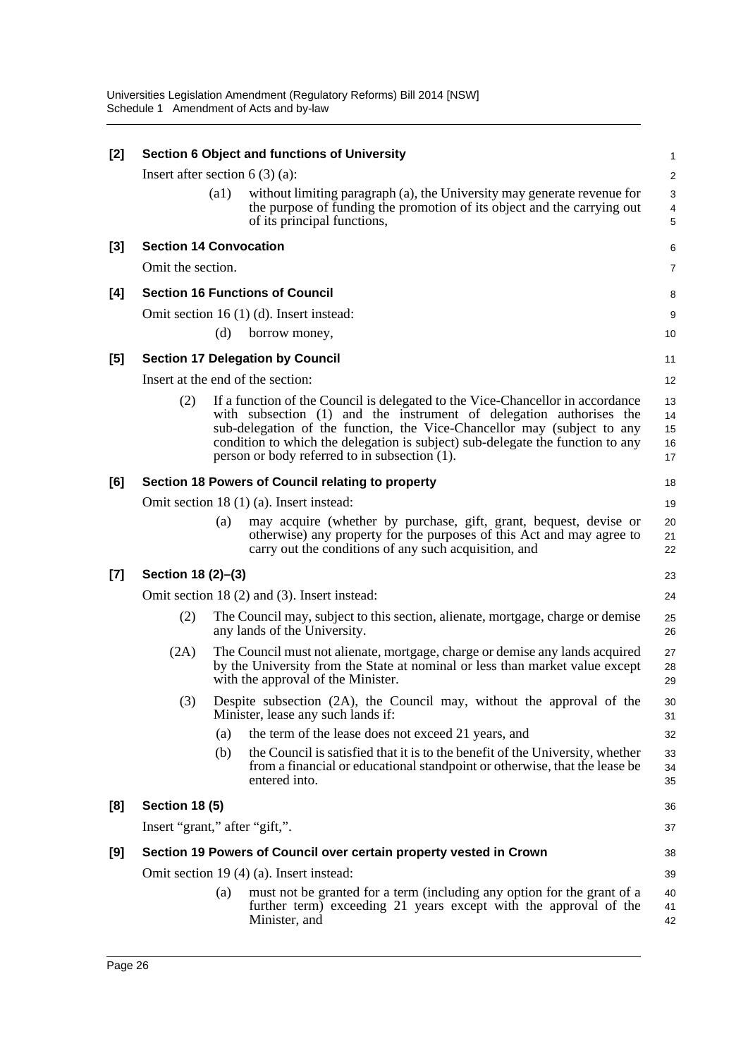**[2] Section 6 Object and functions of University**

Insert after section 6 (3) (a):

> (a1) without limiting paragraph (a), the University may generate revenue for the purpose of funding the promotion of its object and the carrying out of its principal functions,

**[3] Section 14 Convocation**

Omit the section.

**[4] Section 16 Functions of Council**

Omit section 16 (1) (d). Insert instead:

> (d) borrow money,

**[5] Section 17 Delegation by Council**

Insert at the end of the section:

> (2) If a function of the Council is delegated to the Vice-Chancellor in accordance with subsection (1) and the instrument of delegation authorises the sub-delegation of the function, the Vice-Chancellor may (subject to any condition to which the delegation is subject) sub-delegate the function to any person or body referred to in subsection (1).

**[6] Section 18 Powers of Council relating to property**

Omit section 18 (1) (a). Insert instead:

> (a) may acquire (whether by purchase, gift, grant, bequest, devise or otherwise) any property for the purposes of this Act and may agree to carry out the conditions of any such acquisition, and

**[7] Section 18 (2)–(3)**

Omit section 18 (2) and (3). Insert instead:

> (2) The Council may, subject to this section, alienate, mortgage, charge or demise any lands of the University.
>
> (2A) The Council must not alienate, mortgage, charge or demise any lands acquired by the University from the State at nominal or less than market value except with the approval of the Minister.
>
> (3) Despite subsection (2A), the Council may, without the approval of the Minister, lease any such lands if:
>
> (a) the term of the lease does not exceed 21 years, and
>
> (b) the Council is satisfied that it is to the benefit of the University, whether from a financial or educational standpoint or otherwise, that the lease be entered into.

**[8] Section 18 (5)**

Insert "grant," after "gift,".

**[9] Section 19 Powers of Council over certain property vested in Crown**

Omit section 19 (4) (a). Insert instead:

> (a) must not be granted for a term (including any option for the grant of a further term) exceeding 21 years except with the approval of the Minister, and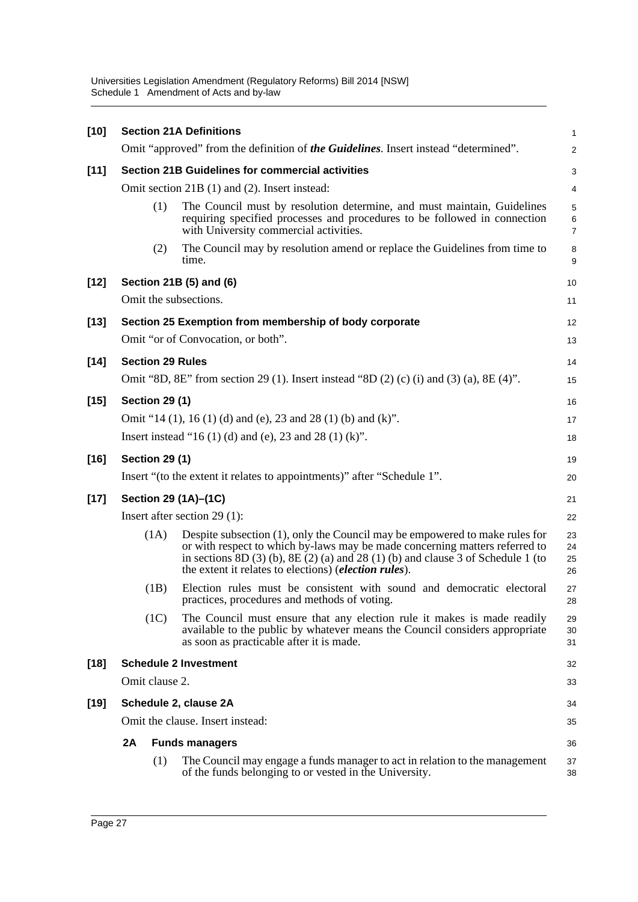**[10] Section 21A Definitions**

Omit "approved" from the definition of ***the Guidelines***. Insert instead "determined".

**[11] Section 21B Guidelines for commercial activities**

Omit section 21B (1) and (2). Insert instead:

(1) The Council must by resolution determine, and must maintain, Guidelines requiring specified processes and procedures to be followed in connection with University commercial activities.

(2) The Council may by resolution amend or replace the Guidelines from time to time.

**[12] Section 21B (5) and (6)**

Omit the subsections.

**[13] Section 25 Exemption from membership of body corporate**

Omit "or of Convocation, or both".

**[14] Section 29 Rules**

Omit "8D, 8E" from section 29 (1). Insert instead "8D (2) (c) (i) and (3) (a), 8E (4)".

**[15] Section 29 (1)**

Omit "14 (1), 16 (1) (d) and (e), 23 and 28 (1) (b) and (k)".

Insert instead "16 (1) (d) and (e), 23 and 28 (1) (k)".

**[16] Section 29 (1)**

Insert "(to the extent it relates to appointments)" after "Schedule 1".

**[17] Section 29 (1A)–(1C)**

Insert after section 29 (1):

(1A) Despite subsection (1), only the Council may be empowered to make rules for or with respect to which by-laws may be made concerning matters referred to in sections 8D (3) (b), 8E (2) (a) and 28 (1) (b) and clause 3 of Schedule 1 (to the extent it relates to elections) (***election rules***).

(1B) Election rules must be consistent with sound and democratic electoral practices, procedures and methods of voting.

(1C) The Council must ensure that any election rule it makes is made readily available to the public by whatever means the Council considers appropriate as soon as practicable after it is made.

**[18] Schedule 2 Investment**

Omit clause 2.

**[19] Schedule 2, clause 2A**

Omit the clause. Insert instead:

**2A Funds managers**

(1) The Council may engage a funds manager to act in relation to the management of the funds belonging to or vested in the University.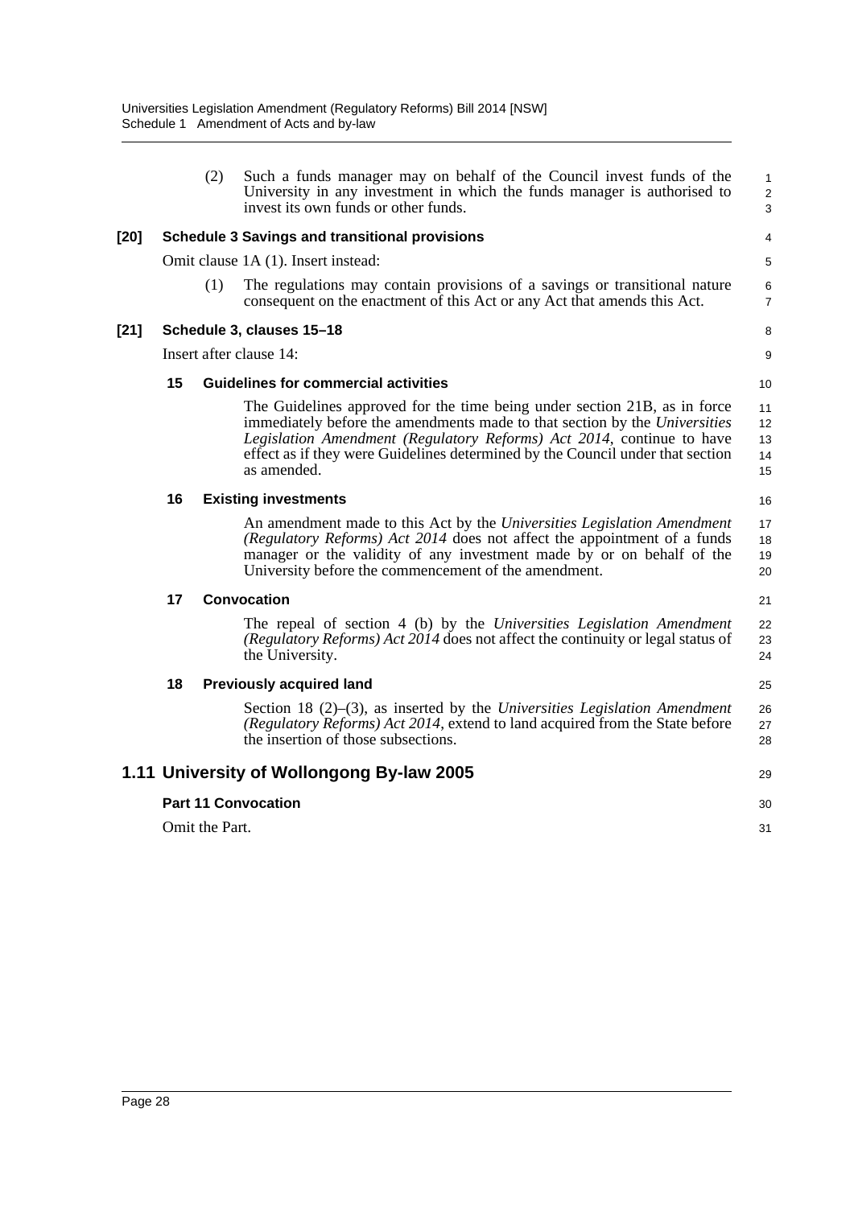(2) Such a funds manager may on behalf of the Council invest funds of the University in any investment in which the funds manager is authorised to invest its own funds or other funds.

**[20] Schedule 3 Savings and transitional provisions**

Omit clause 1A (1). Insert instead:

(1) The regulations may contain provisions of a savings or transitional nature consequent on the enactment of this Act or any Act that amends this Act.

**[21] Schedule 3, clauses 15–18**

Insert after clause 14:

**15 Guidelines for commercial activities**

The Guidelines approved for the time being under section 21B, as in force immediately before the amendments made to that section by the *Universities Legislation Amendment (Regulatory Reforms) Act 2014*, continue to have effect as if they were Guidelines determined by the Council under that section as amended.

**16 Existing investments**

An amendment made to this Act by the *Universities Legislation Amendment (Regulatory Reforms) Act 2014* does not affect the appointment of a funds manager or the validity of any investment made by or on behalf of the University before the commencement of the amendment.

**17 Convocation**

The repeal of section 4 (b) by the *Universities Legislation Amendment (Regulatory Reforms) Act 2014* does not affect the continuity or legal status of the University.

**18 Previously acquired land**

Section 18 (2)–(3), as inserted by the *Universities Legislation Amendment (Regulatory Reforms) Act 2014*, extend to land acquired from the State before the insertion of those subsections.

## 1.11 University of Wollongong By-law 2005

**Part 11 Convocation**

Omit the Part.